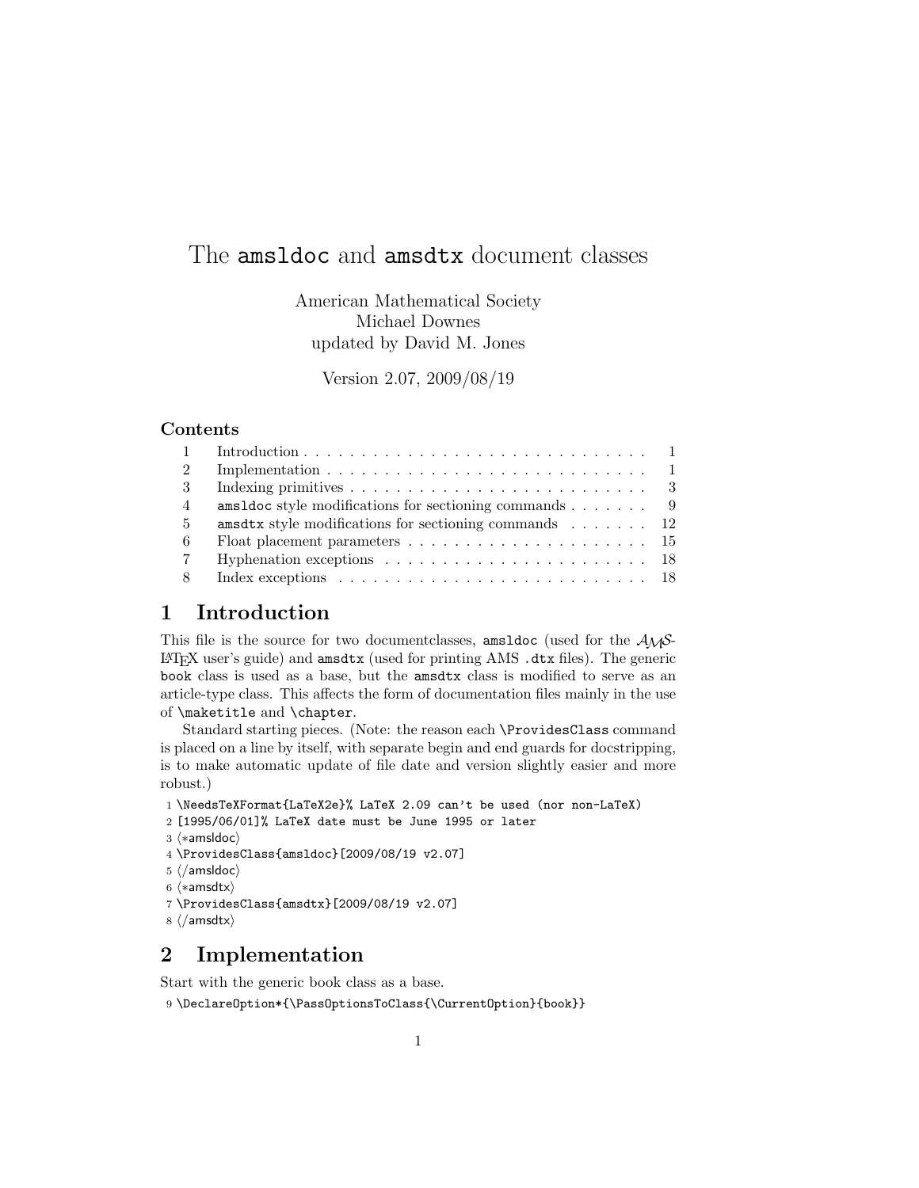# The `amsldoc` and `amsdtx` document classes

American Mathematical Society
Michael Downes
updated by David M. Jones

Version 2.07, 2009/08/19

## Contents

| | | |
|---|---|---|
| 1 | Introduction | 1 |
| 2 | Implementation | 1 |
| 3 | Indexing primitives | 3 |
| 4 | `amsldoc` style modifications for sectioning commands | 9 |
| 5 | `amsdtx` style modifications for sectioning commands | 12 |
| 6 | Float placement parameters | 15 |
| 7 | Hyphenation exceptions | 18 |
| 8 | Index exceptions | 18 |

## 1 Introduction

This file is the source for two documentclasses, `amsldoc` (used for the AMS-LaTeX user's guide) and `amsdtx` (used for printing AMS `.dtx` files). The generic `book` class is used as a base, but the `amsdtx` class is modified to serve as an article-type class. This affects the form of documentation files mainly in the use of `\maketitle` and `\chapter`.

Standard starting pieces. (Note: the reason each `\ProvidesClass` command is placed on a line by itself, with separate begin and end guards for docstripping, is to make automatic update of file date and version slightly easier and more robust.)

```
1 \NeedsTeXFormat{LaTeX2e}% LaTeX 2.09 can't be used (nor non-LaTeX)
2 [1995/06/01]% LaTeX date must be June 1995 or later
3 ⟨*amsldoc⟩
4 \ProvidesClass{amsldoc}[2009/08/19 v2.07]
5 ⟨/amsldoc⟩
6 ⟨*amsdtx⟩
7 \ProvidesClass{amsdtx}[2009/08/19 v2.07]
8 ⟨/amsdtx⟩
```

## 2 Implementation

Start with the generic book class as a base.

```
9 \DeclareOption*{\PassOptionsToClass{\CurrentOption}{book}}
```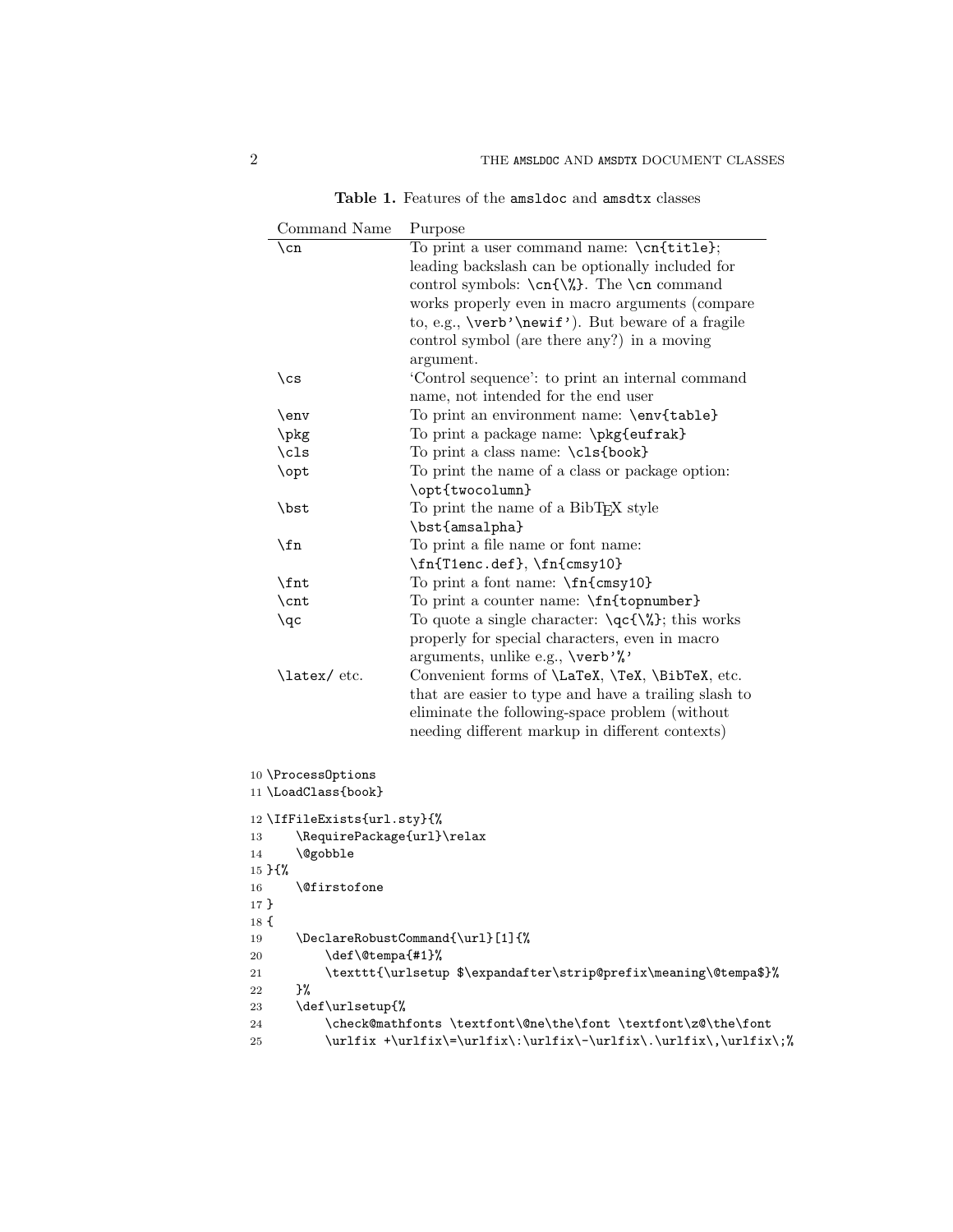**Table 1.** Features of the `amsldoc` and `amsdtx` classes

| Command Name | Purpose |
| --- | --- |
| `\cn` | To print a user command name: `\cn{title}`; leading backslash can be optionally included for control symbols: `\cn{\%}`. The `\cn` command works properly even in macro arguments (compare to, e.g., `\verb'\newif'`). But beware of a fragile control symbol (are there any?) in a moving argument. |
| `\cs` | 'Control sequence': to print an internal command name, not intended for the end user |
| `\env` | To print an environment name: `\env{table}` |
| `\pkg` | To print a package name: `\pkg{eufrak}` |
| `\cls` | To print a class name: `\cls{book}` |
| `\opt` | To print the name of a class or package option: `\opt{twocolumn}` |
| `\bst` | To print the name of a BibTEX style `\bst{amsalpha}` |
| `\fn` | To print a file name or font name: `\fn{T1enc.def}`, `\fn{cmsy10}` |
| `\fnt` | To print a font name: `\fn{cmsy10}` |
| `\cnt` | To print a counter name: `\fn{topnumber}` |
| `\qc` | To quote a single character: `\qc{\%}`; this works properly for special characters, even in macro arguments, unlike e.g., `\verb'%'` |
| `\latex/` etc. | Convenient forms of `\LaTeX`, `\TeX`, `\BibTeX`, etc. that are easier to type and have a trailing slash to eliminate the following-space problem (without needing different markup in different contexts) |

```
10 \ProcessOptions
11 \LoadClass{book}
12 \IfFileExists{url.sty}{%
13     \RequirePackage{url}\relax
14     \@gobble
15 }{%
16     \@firstofone
17 }
18 {
19     \DeclareRobustCommand{\url}[1]{%
20         \def\@tempa{#1}%
21         \texttt{\urlsetup $\expandafter\strip@prefix\meaning\@tempa$}%
22     }%
23     \def\urlsetup{%
24         \check@mathfonts \textfont\@ne\the\font \textfont\z@\the\font
25         \urlfix +\urlfix\=\urlfix\:\urlfix\-\urlfix\.\urlfix\,\urlfix\;%
```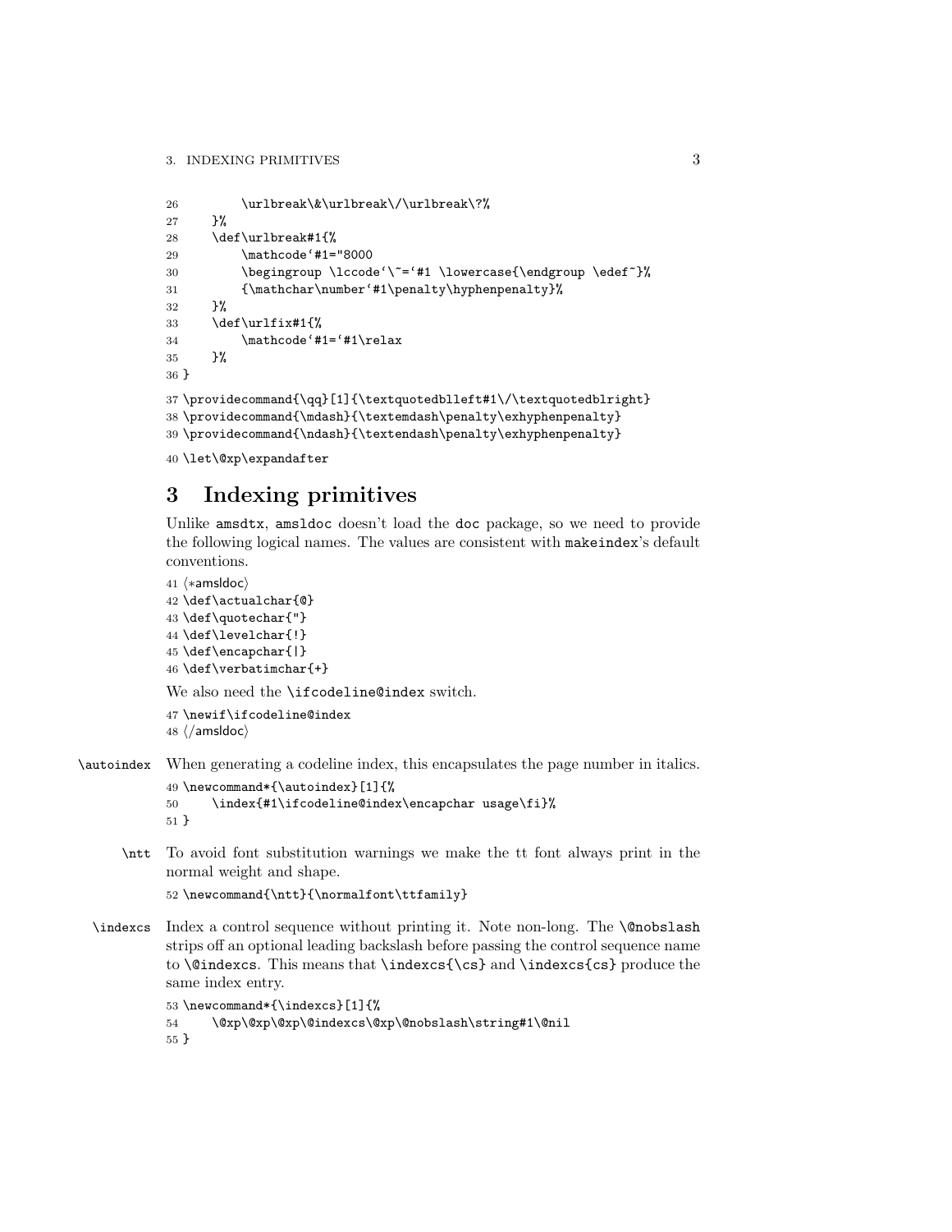```
26          \urlbreak\&\urlbreak\/\urlbreak\?%
27      }%
28      \def\urlbreak#1{%
29          \mathcode`#1="8000
30          \begingroup \lccode`\~=`#1 \lowercase{\endgroup \edef~}%
31          {\mathchar\number`#1\penalty\hyphenpenalty}%
32      }%
33      \def\urlfix#1{%
34          \mathcode`#1=`#1\relax
35      }%
36 }
37 \providecommand{\qq}[1]{\textquotedblleft#1\/\textquotedblright}
38 \providecommand{\mdash}{\textemdash\penalty\exhyphenpenalty}
39 \providecommand{\ndash}{\textendash\penalty\exhyphenpenalty}
40 \let\@xp\expandafter
```

# 3 Indexing primitives

Unlike `amsdtx`, `amsldoc` doesn't load the `doc` package, so we need to provide the following logical names. The values are consistent with `makeindex`'s default conventions.

```
41 ⟨*amsldoc⟩
42 \def\actualchar{@}
43 \def\quotechar{"}
44 \def\levelchar{!}
45 \def\encapchar{|}
46 \def\verbatimchar{+}
```

We also need the `\ifcodeline@index` switch.

```
47 \newif\ifcodeline@index
48 ⟨/amsldoc⟩
```

`\autoindex` When generating a codeline index, this encapsulates the page number in italics.

```
49 \newcommand*{\autoindex}[1]{%
50     \index{#1\ifcodeline@index\encapchar usage\fi}%
51 }
```

`\ntt` To avoid font substitution warnings we make the tt font always print in the normal weight and shape.

```
52 \newcommand{\ntt}{\normalfont\ttfamily}
```

`\indexcs` Index a control sequence without printing it. Note non-long. The `\@nobslash` strips off an optional leading backslash before passing the control sequence name to `\@indexcs`. This means that `\indexcs{\cs}` and `\indexcs{cs}` produce the same index entry.

```
53 \newcommand*{\indexcs}[1]{%
54     \@xp\@xp\@xp\@indexcs\@xp\@nobslash\string#1\@nil
55 }
```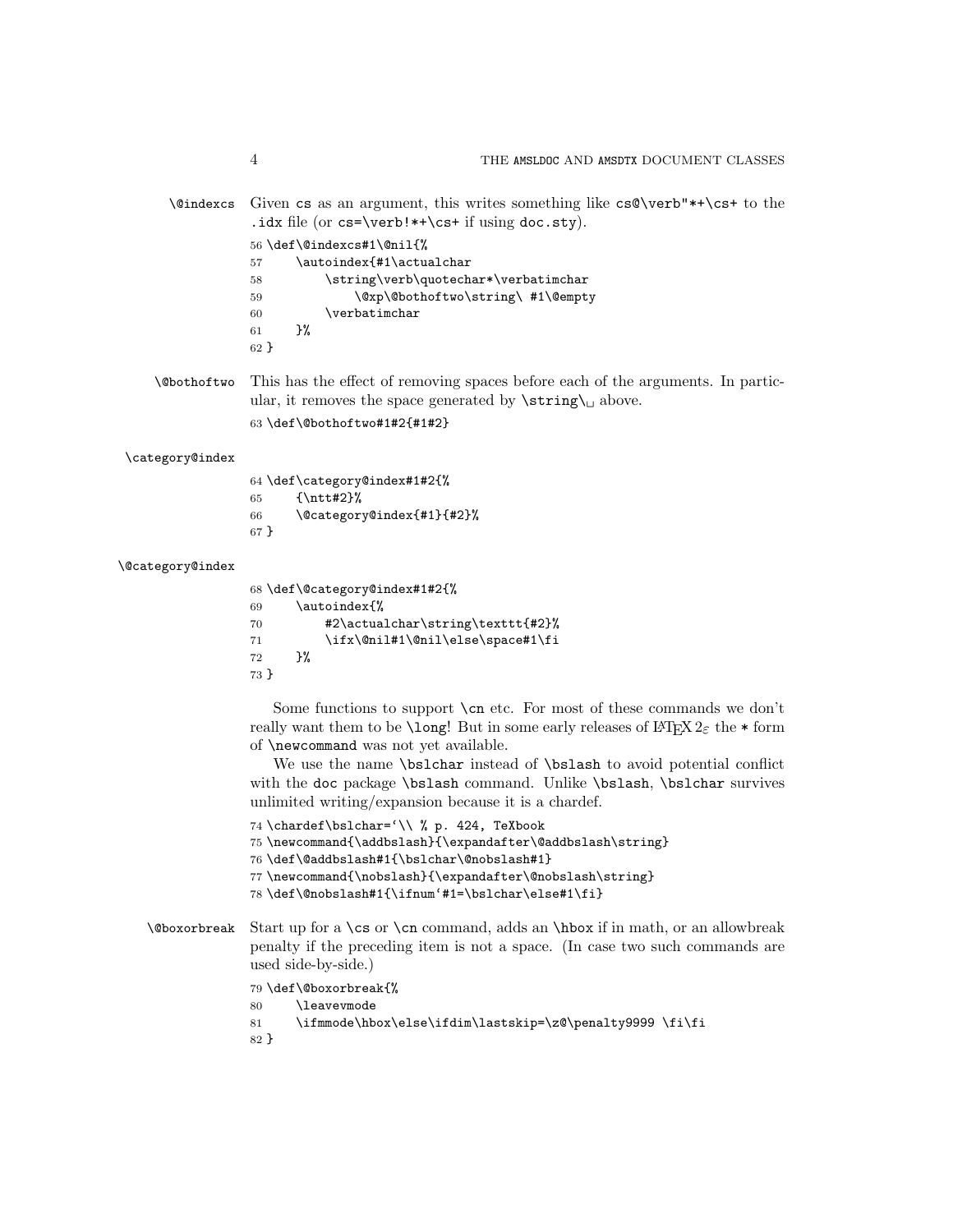**\@indexcs** Given cs as an argument, this writes something like `cs@\verb"*+\cs+` to the `.idx` file (or `cs=\verb!*+\cs+` if using `doc.sty`).

```
56 \def\@indexcs#1\@nil{%
57     \autoindex{#1\actualchar
58         \string\verb\quotechar*\verbatimchar
59             \@xp\@bothoftwo\string\ #1\@empty
60         \verbatimchar
61     }%
62 }
```

**\@bothoftwo** This has the effect of removing spaces before each of the arguments. In particular, it removes the space generated by `\string\␣` above.

```
63 \def\@bothoftwo#1#2{#1#2}
```

**\category@index**

```
64 \def\category@index#1#2{%
65     {\ntt#2}%
66     \@category@index{#1}{#2}%
67 }
```

**\@category@index**

```
68 \def\@category@index#1#2{%
69     \autoindex{%
70         #2\actualchar\string\texttt{#2}%
71         \ifx\@nil#1\@nil\else\space#1\fi
72     }%
73 }
```

Some functions to support `\cn` etc. For most of these commands we don't really want them to be `\long`! But in some early releases of LaTeX $2_\varepsilon$ the `*` form of `\newcommand` was not yet available.

We use the name `\bslchar` instead of `\bslash` to avoid potential conflict with the `doc` package `\bslash` command. Unlike `\bslash`, `\bslchar` survives unlimited writing/expansion because it is a chardef.

```
74 \chardef\bslchar=`\\ % p. 424, TeXbook
75 \newcommand{\addbslash}{\expandafter\@addbslash\string}
76 \def\@addbslash#1{\bslchar\@nobslash#1}
77 \newcommand{\nobslash}{\expandafter\@nobslash\string}
78 \def\@nobslash#1{\ifnum`#1=\bslchar\else#1\fi}
```

**\@boxorbreak** Start up for a `\cs` or `\cn` command, adds an `\hbox` if in math, or an allowbreak penalty if the preceding item is not a space. (In case two such commands are used side-by-side.)

```
79 \def\@boxorbreak{%
80     \leavevmode
81     \ifmmode\hbox\else\ifdim\lastskip=\z@\penalty9999 \fi\fi
82 }
```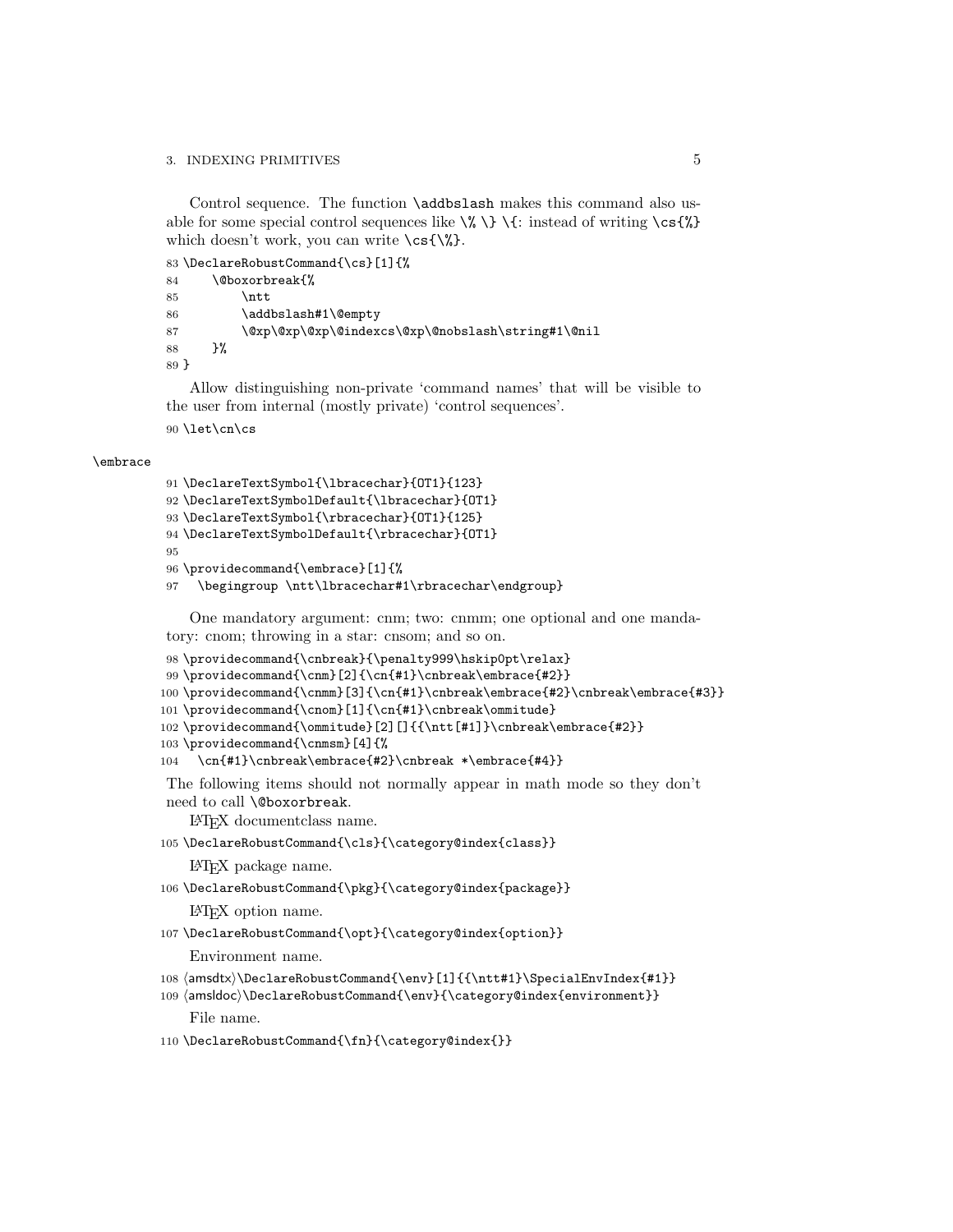Control sequence. The function `\addbslash` makes this command also usable for some special control sequences like `\%` `\}` `\{`: instead of writing `\cs{%}` which doesn't work, you can write `\cs{\%}`.

```
83 \DeclareRobustCommand{\cs}[1]{%
84     \@boxorbreak{%
85         \ntt
86         \addbslash#1\@empty
87         \@xp\@xp\@xp\@indexcs\@xp\@nobslash\string#1\@nil
88     }%
89 }
```

Allow distinguishing non-private 'command names' that will be visible to the user from internal (mostly private) 'control sequences'.

```
90 \let\cn\cs
```

`\embrace`

```
91 \DeclareTextSymbol{\lbracechar}{OT1}{123}
92 \DeclareTextSymbolDefault{\lbracechar}{OT1}
93 \DeclareTextSymbol{\rbracechar}{OT1}{125}
94 \DeclareTextSymbolDefault{\rbracechar}{OT1}
95
96 \providecommand{\embrace}[1]{%
97   \begingroup \ntt\lbracechar#1\rbracechar\endgroup}
```

One mandatory argument: cnm; two: cnmm; one optional and one mandatory: cnom; throwing in a star: cnsom; and so on.

```
98 \providecommand{\cnbreak}{\penalty999\hskip0pt\relax}
99 \providecommand{\cnm}[2]{\cn{#1}\cnbreak\embrace{#2}}
100 \providecommand{\cnmm}[3]{\cn{#1}\cnbreak\embrace{#2}\cnbreak\embrace{#3}}
101 \providecommand{\cnom}[1]{\cn{#1}\cnbreak\ommitude}
102 \providecommand{\ommitude}[2][]{{\ntt[#1]}\cnbreak\embrace{#2}}
103 \providecommand{\cnmsm}[4]{%
104   \cn{#1}\cnbreak\embrace{#2}\cnbreak *\embrace{#4}}
```

The following items should not normally appear in math mode so they don't need to call `\@boxorbreak`.

LaTeX documentclass name.

```
105 \DeclareRobustCommand{\cls}{\category@index{class}}
```

LaTeX package name.

```
106 \DeclareRobustCommand{\pkg}{\category@index{package}}
```

LaTeX option name.

```
107 \DeclareRobustCommand{\opt}{\category@index{option}}
```

Environment name.

```
108 ⟨amsdtx⟩\DeclareRobustCommand{\env}[1]{{\ntt#1}\SpecialEnvIndex{#1}}
109 ⟨amsldoc⟩\DeclareRobustCommand{\env}{\category@index{environment}}
```

File name.

```
110 \DeclareRobustCommand{\fn}{\category@index{}}
```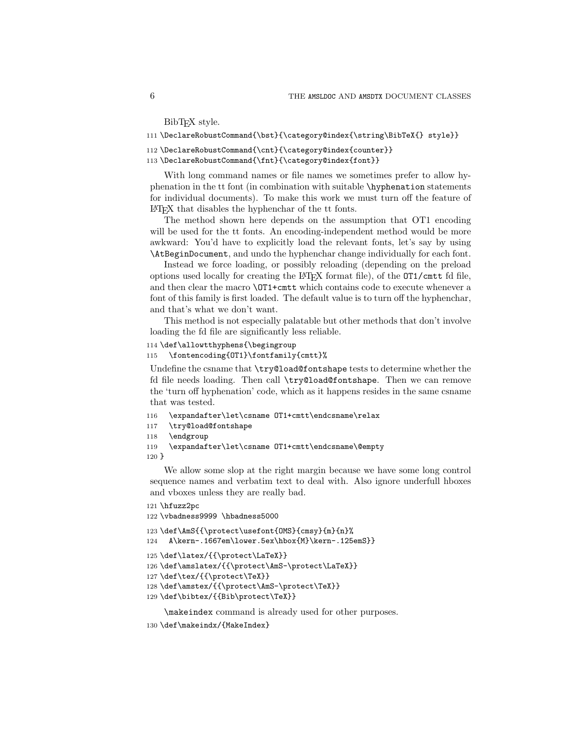BibTeX style.

```
111 \DeclareRobustCommand{\bst}{\category@index{\string\BibTeX{} style}}
112 \DeclareRobustCommand{\cnt}{\category@index{counter}}
113 \DeclareRobustCommand{\fnt}{\category@index{font}}
```

With long command names or file names we sometimes prefer to allow hyphenation in the tt font (in combination with suitable `\hyphenation` statements for individual documents). To make this work we must turn off the feature of LaTeX that disables the hyphenchar of the tt fonts.

The method shown here depends on the assumption that OT1 encoding will be used for the tt fonts. An encoding-independent method would be more awkward: You'd have to explicitly load the relevant fonts, let's say by using `\AtBeginDocument`, and undo the hyphenchar change individually for each font.

Instead we force loading, or possibly reloading (depending on the preload options used locally for creating the LaTeX format file), of the `OT1/cmtt` fd file, and then clear the macro `\OT1+cmtt` which contains code to execute whenever a font of this family is first loaded. The default value is to turn off the hyphenchar, and that's what we don't want.

This method is not especially palatable but other methods that don't involve loading the fd file are significantly less reliable.

```
114 \def\allowtthyphens{\begingroup
115   \fontencoding{OT1}\fontfamily{cmtt}%
```

Undefine the csname that `\try@load@fontshape` tests to determine whether the fd file needs loading. Then call `\try@load@fontshape`. Then we can remove the 'turn off hyphenation' code, which as it happens resides in the same csname that was tested.

```
116   \expandafter\let\csname OT1+cmtt\endcsname\relax
117   \try@load@fontshape
118   \endgroup
119   \expandafter\let\csname OT1+cmtt\endcsname\@empty
120 }
```

We allow some slop at the right margin because we have some long control sequence names and verbatim text to deal with. Also ignore underfull hboxes and vboxes unless they are really bad.

```
121 \hfuzz2pc
122 \vbadness9999 \hbadness5000
123 \def\AmS{{\protect\usefont{OMS}{cmsy}{m}{n}%
124   A\kern-.1667em\lower.5ex\hbox{M}\kern-.125emS}}
125 \def\latex/{{\protect\LaTeX}}
126 \def\amslatex/{{\protect\AmS-\protect\LaTeX}}
127 \def\tex/{{\protect\TeX}}
128 \def\amstex/{{\protect\AmS-\protect\TeX}}
129 \def\bibtex/{{Bib\protect\TeX}}
```

`\makeindex` command is already used for other purposes.

```
130 \def\makeindx/{MakeIndex}
```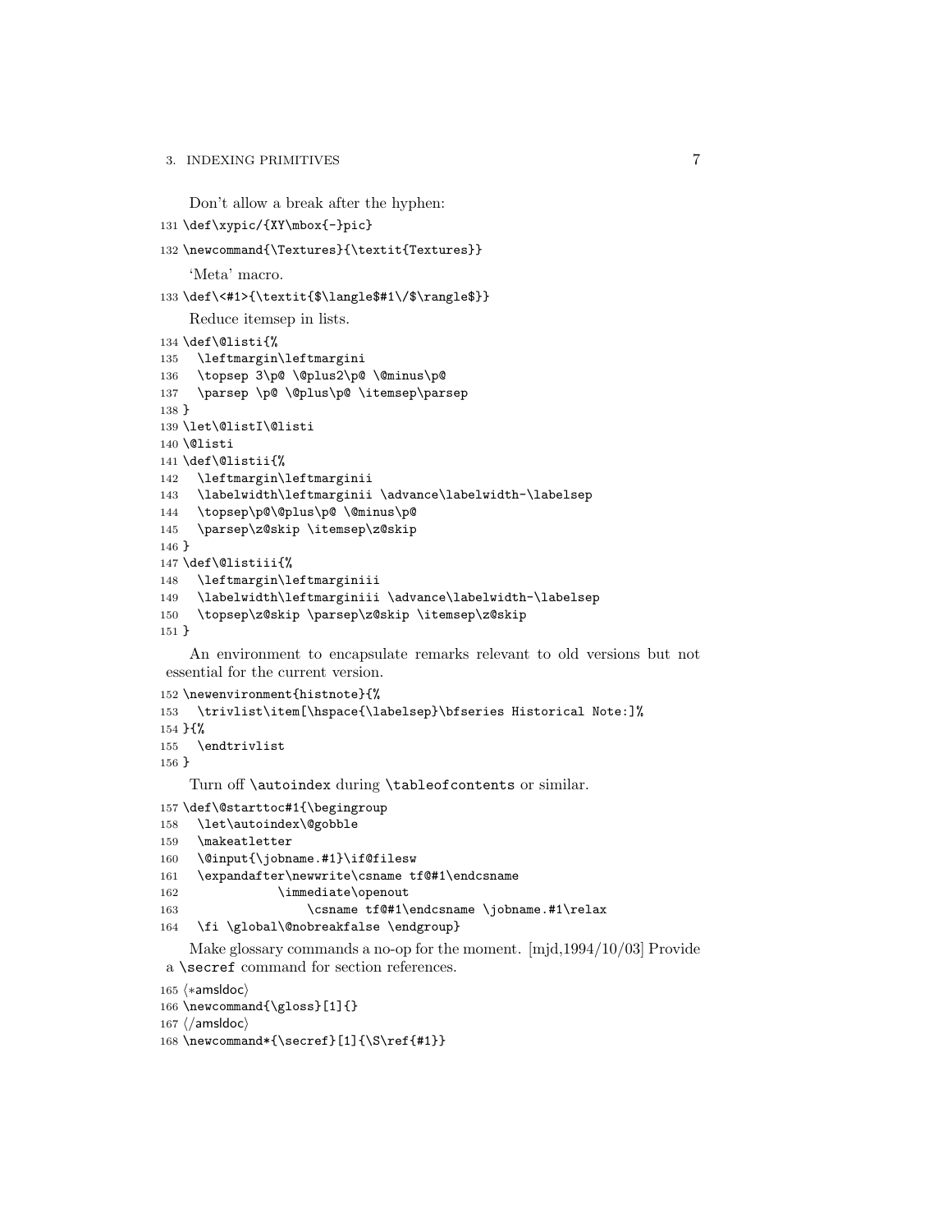Don't allow a break after the hyphen:

```
131 \def\xypic/{XY\mbox{-}pic}
132 \newcommand{\Textures}{\textit{Textures}}
```

'Meta' macro.

```
133 \def\<#1>{\textit{$\langle$#1\/$\rangle$}}
```

Reduce itemsep in lists.

```
134 \def\@listi{%
135   \leftmargin\leftmargini
136   \topsep 3\p@ \@plus2\p@ \@minus\p@
137   \parsep \p@ \@plus\p@ \itemsep\parsep
138 }
139 \let\@listI\@listi
140 \@listi
141 \def\@listii{%
142   \leftmargin\leftmarginii
143   \labelwidth\leftmarginii \advance\labelwidth-\labelsep
144   \topsep\p@\@plus\p@ \@minus\p@
145   \parsep\z@skip \itemsep\z@skip
146 }
147 \def\@listiii{%
148   \leftmargin\leftmarginiii
149   \labelwidth\leftmarginiii \advance\labelwidth-\labelsep
150   \topsep\z@skip \parsep\z@skip \itemsep\z@skip
151 }
```

An environment to encapsulate remarks relevant to old versions but not essential for the current version.

```
152 \newenvironment{histnote}{%
153   \trivlist\item[\hspace{\labelsep}\bfseries Historical Note:]%
154 }{%
155   \endtrivlist
156 }
```

Turn off `\autoindex` during `\tableofcontents` or similar.

```
157 \def\@starttoc#1{\begingroup
158   \let\autoindex\@gobble
159   \makeatletter
160   \@input{\jobname.#1}\if@filesw
161   \expandafter\newwrite\csname tf@#1\endcsname
162              \immediate\openout
163                  \csname tf@#1\endcsname \jobname.#1\relax
164   \fi \global\@nobreakfalse \endgroup}
```

Make glossary commands a no-op for the moment. [mjd,1994/10/03] Provide a `\secref` command for section references.

```
165 ⟨*amsldoc⟩
166 \newcommand{\gloss}[1]{}
167 ⟨/amsldoc⟩
168 \newcommand*{\secref}[1]{\S\ref{#1}}
```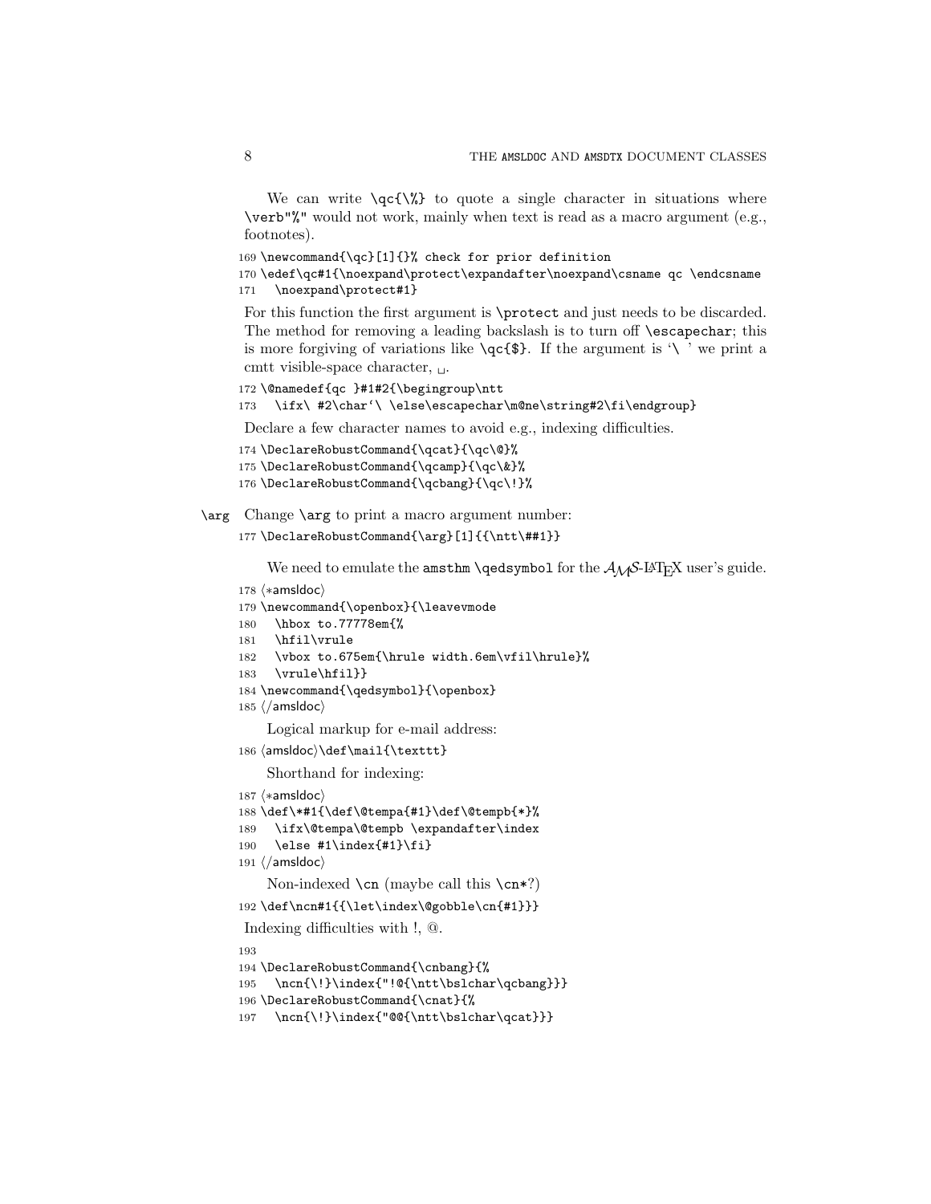We can write `\qc{\%}` to quote a single character in situations where `\verb"%"` would not work, mainly when text is read as a macro argument (e.g., footnotes).

```
169 \newcommand{\qc}[1]{}% check for prior definition
170 \edef\qc#1{\noexpand\protect\expandafter\noexpand\csname qc \endcsname
171   \noexpand\protect#1}
```

For this function the first argument is `\protect` and just needs to be discarded. The method for removing a leading backslash is to turn off `\escapechar`; this is more forgiving of variations like `\qc{$}`. If the argument is '`\ `' we print a cmtt visible-space character, ␣.

```
172 \@namedef{qc }#1#2{\begingroup\ntt
173   \ifx\ #2\char`\ \else\escapechar\m@ne\string#2\fi\endgroup}
```

Declare a few character names to avoid e.g., indexing difficulties.

```
174 \DeclareRobustCommand{\qcat}{\qc\@}%
175 \DeclareRobustCommand{\qcamp}{\qc\&}%
176 \DeclareRobustCommand{\qcbang}{\qc\!}%
```

`\arg` Change `\arg` to print a macro argument number:

```
177 \DeclareRobustCommand{\arg}[1]{{\ntt\##1}}
```

We need to emulate the `amsthm` `\qedsymbol` for the $\mathcal{A}\mathcal{M}\mathcal{S}$-LaTeX user's guide.

```
178 <*amsldoc>
179 \newcommand{\openbox}{\leavevmode
180   \hbox to.77778em{%
181   \hfil\vrule
182   \vbox to.675em{\hrule width.6em\vfil\hrule}%
183   \vrule\hfil}}
184 \newcommand{\qedsymbol}{\openbox}
185 </amsldoc>
```

Logical markup for e-mail address:

```
186 <amsldoc>\def\mail{\texttt}
```

Shorthand for indexing:

```
187 <*amsldoc>
188 \def\*#1{\def\@tempa{#1}\def\@tempb{*}%
189   \ifx\@tempa\@tempb \expandafter\index
190   \else #1\index{#1}\fi}
191 </amsldoc>
```

Non-indexed `\cn` (maybe call this `\cn*`?)

```
192 \def\ncn#1{{\let\index\@gobble\cn{#1}}}
```

Indexing difficulties with !, @.

```
193
194 \DeclareRobustCommand{\cnbang}{%
195   \ncn{\!}\index{"!@{\ntt\bslchar\qcbang}}}
196 \DeclareRobustCommand{\cnat}{%
197   \ncn{\!}\index{"@@{\ntt\bslchar\qcat}}}
```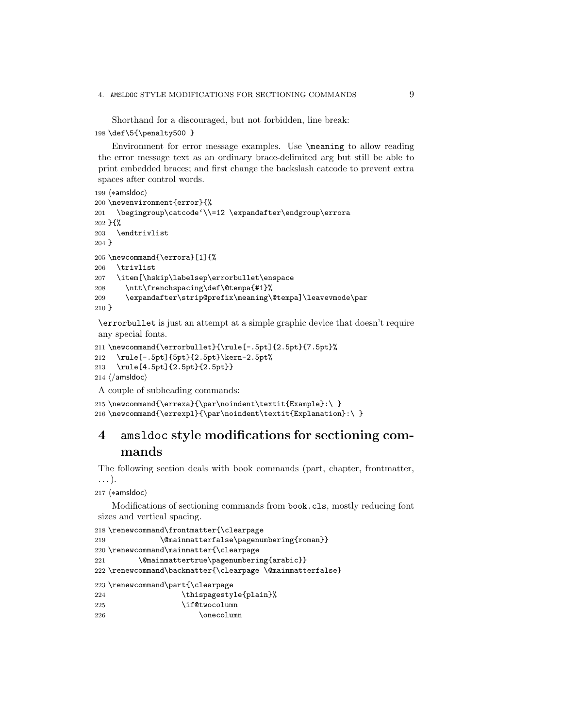Shorthand for a discouraged, but not forbidden, line break:

```
198 \def\5{\penalty500 }
```

Environment for error message examples. Use `\meaning` to allow reading the error message text as an ordinary brace-delimited arg but still be able to print embedded braces; and first change the backslash catcode to prevent extra spaces after control words.

```
199 ⟨*amsldoc⟩
200 \newenvironment{error}{%
201   \begingroup\catcode`\\=12 \expandafter\endgroup\errora
202 }{%
203   \endtrivlist
204 }
205 \newcommand{\errora}[1]{%
206   \trivlist
207   \item[\hskip\labelsep\errorbullet\enspace
208     \ntt\frenchspacing\def\@tempa{#1}%
209     \expandafter\strip@prefix\meaning\@tempa]\leavevmode\par
210 }
```

`\errorbullet` is just an attempt at a simple graphic device that doesn't require any special fonts.

```
211 \newcommand{\errorbullet}{\rule[-.5pt]{2.5pt}{7.5pt}%
212   \rule[-.5pt]{5pt}{2.5pt}\kern-2.5pt%
213   \rule[4.5pt]{2.5pt}{2.5pt}}
214 ⟨/amsldoc⟩
```

A couple of subheading commands:

```
215 \newcommand{\errexa}{\par\noindent\textit{Example}:\ }
216 \newcommand{\errexpl}{\par\noindent\textit{Explanation}:\ }
```

# 4 `amsldoc` style modifications for sectioning commands

The following section deals with book commands (part, chapter, frontmatter, ...).

```
217 ⟨*amsldoc⟩
```

Modifications of sectioning commands from `book.cls`, mostly reducing font sizes and vertical spacing.

```
218 \renewcommand\frontmatter{\clearpage
219             \@mainmatterfalse\pagenumbering{roman}}
220 \renewcommand\mainmatter{\clearpage
221        \@mainmattertrue\pagenumbering{arabic}}
222 \renewcommand\backmatter{\clearpage \@mainmatterfalse}
223 \renewcommand\part{\clearpage
224                 \thispagestyle{plain}%
225                 \if@twocolumn
226                     \onecolumn
```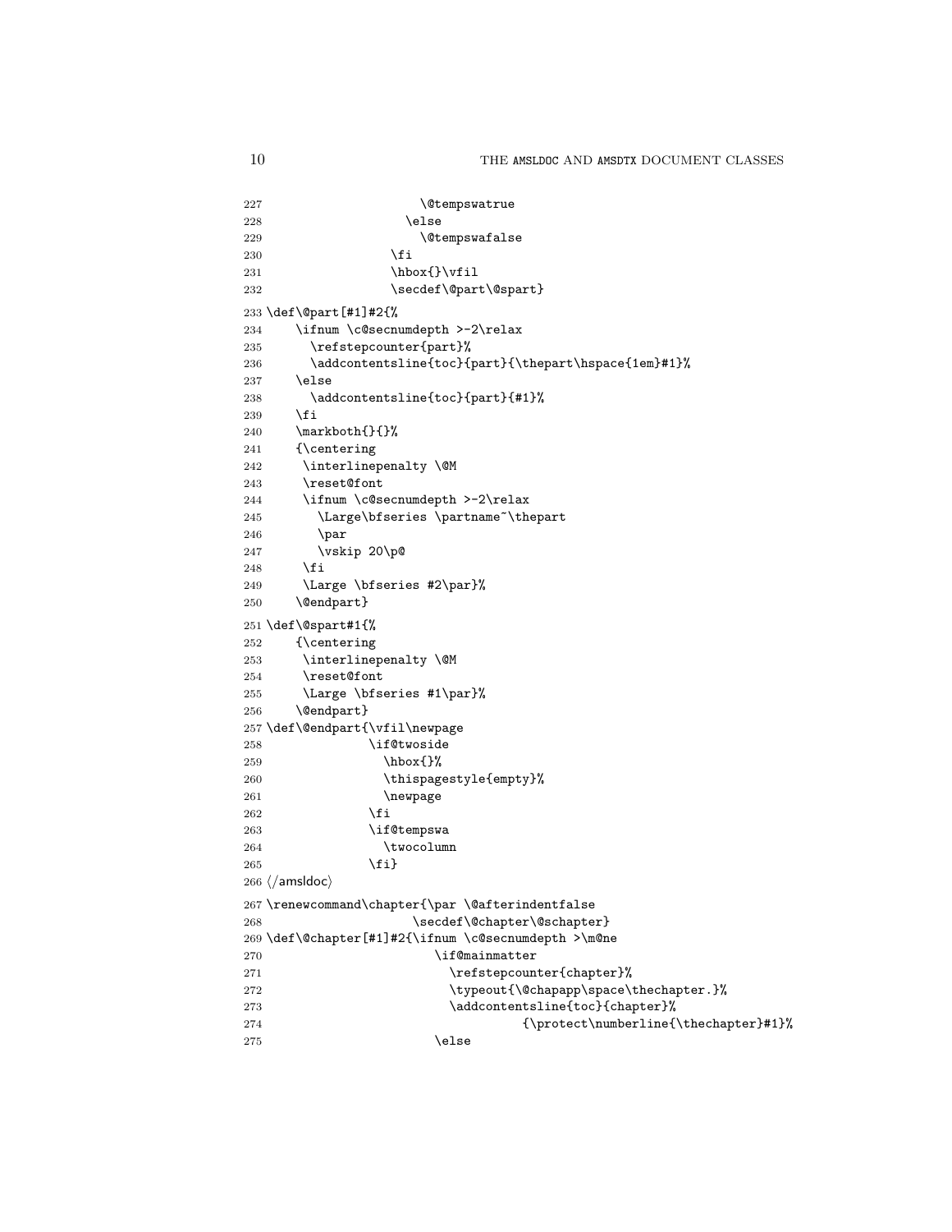```
227                  \@tempswatrue
228                \else
229                  \@tempswafalse
230              \fi
231              \hbox{}\vfil
232              \secdef\@part\@spart}
233 \def\@part[#1]#2{%
234     \ifnum \c@secnumdepth >-2\relax
235       \refstepcounter{part}%
236       \addcontentsline{toc}{part}{\thepart\hspace{1em}#1}%
237     \else
238       \addcontentsline{toc}{part}{#1}%
239     \fi
240     \markboth{}{}%
241     {\centering
242      \interlinepenalty \@M
243      \reset@font
244      \ifnum \c@secnumdepth >-2\relax
245        \Large\bfseries \partname~\thepart
246        \par
247        \vskip 20\p@
248      \fi
249      \Large \bfseries #2\par}%
250     \@endpart}
251 \def\@spart#1{%
252     {\centering
253      \interlinepenalty \@M
254      \reset@font
255      \Large \bfseries #1\par}%
256     \@endpart}
257 \def\@endpart{\vfil\newpage
258              \if@twoside
259                \hbox{}%
260                \thispagestyle{empty}%
261                \newpage
262              \fi
263              \if@tempswa
264                \twocolumn
265              \fi}
266 ⟨/amsldoc⟩
267 \renewcommand\chapter{\par \@afterindentfalse
268                    \secdef\@chapter\@schapter}
269 \def\@chapter[#1]#2{\ifnum \c@secnumdepth >\m@ne
270                       \if@mainmatter
271                         \refstepcounter{chapter}%
272                         \typeout{\@chapapp\space\thechapter.}%
273                         \addcontentsline{toc}{chapter}%
274                                   {\protect\numberline{\thechapter}#1}%
275                       \else
```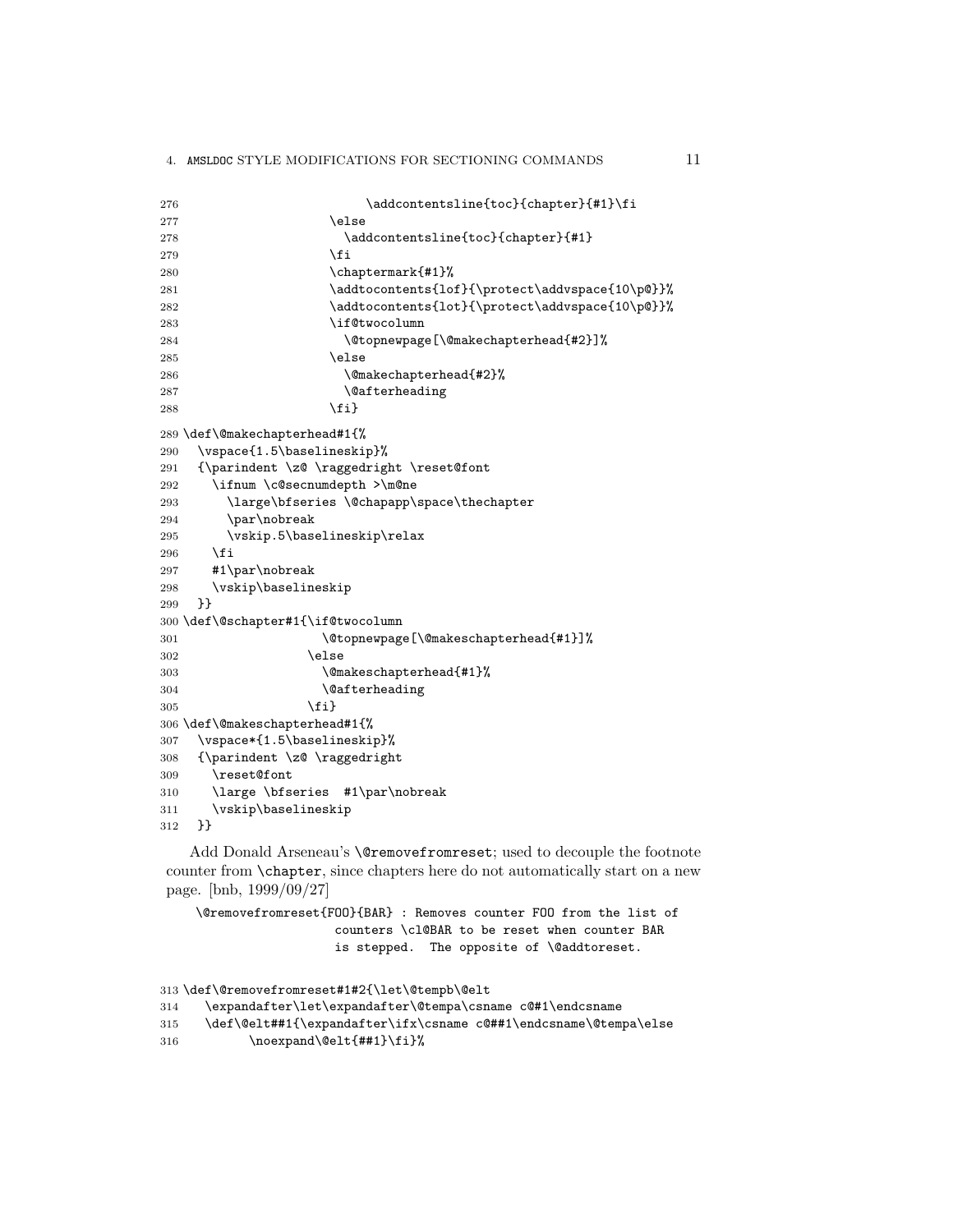```
276                         \addcontentsline{toc}{chapter}{#1}\fi
277                     \else
278                       \addcontentsline{toc}{chapter}{#1}
279                     \fi
280                     \chaptermark{#1}%
281                     \addtocontents{lof}{\protect\addvspace{10\p@}}%
282                     \addtocontents{lot}{\protect\addvspace{10\p@}}%
283                     \if@twocolumn
284                       \@topnewpage[\@makechapterhead{#2}]%
285                     \else
286                       \@makechapterhead{#2}%
287                       \@afterheading
288                     \fi}
289 \def\@makechapterhead#1{%
290   \vspace{1.5\baselineskip}%
291   {\parindent \z@ \raggedright \reset@font
292     \ifnum \c@secnumdepth >\m@ne
293       \large\bfseries \@chapapp\space\thechapter
294       \par\nobreak
295       \vskip.5\baselineskip\relax
296     \fi
297     #1\par\nobreak
298     \vskip\baselineskip
299   }}
300 \def\@schapter#1{\if@twocolumn
301                    \@topnewpage[\@makeschapterhead{#1}]%
302                  \else
303                    \@makeschapterhead{#1}%
304                    \@afterheading
305                  \fi}
306 \def\@makeschapterhead#1{%
307   \vspace*{1.5\baselineskip}%
308   {\parindent \z@ \raggedright
309     \reset@font
310     \large \bfseries  #1\par\nobreak
311     \vskip\baselineskip
312   }}
```

Add Donald Arseneau's `\@removefromreset`; used to decouple the footnote counter from `\chapter`, since chapters here do not automatically start on a new page. [bnb, 1999/09/27]

```
\@removefromreset{FOO}{BAR} : Removes counter FOO from the list of
                    counters \cl@BAR to be reset when counter BAR
                    is stepped.  The opposite of \@addtoreset.
```

```
313 \def\@removefromreset#1#2{\let\@tempb\@elt
314    \expandafter\let\expandafter\@tempa\csname c@#1\endcsname
315    \def\@elt##1{\expandafter\ifx\csname c@##1\endcsname\@tempa\else
316          \noexpand\@elt{##1}\fi}%
```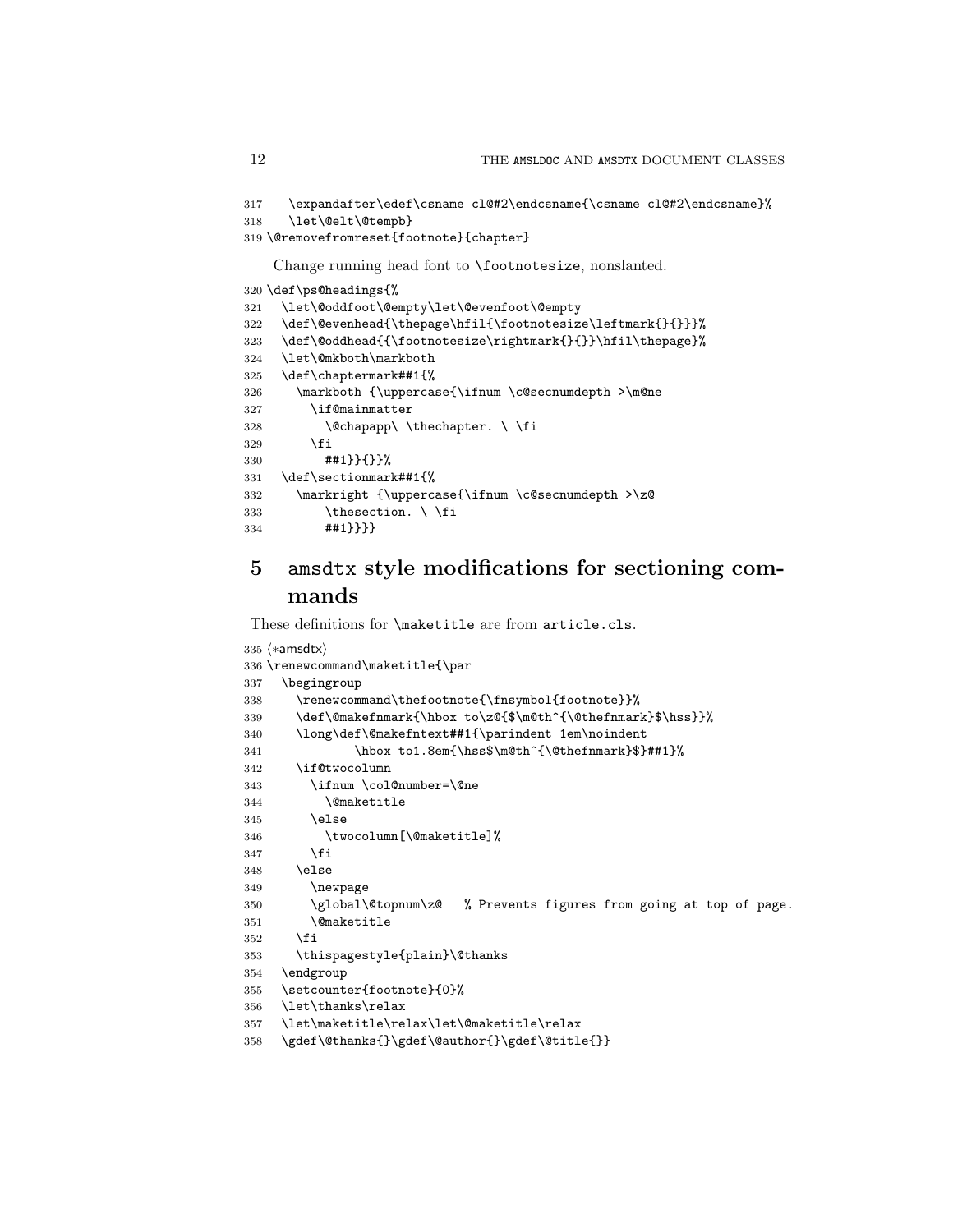```
317   \expandafter\edef\csname cl@#2\endcsname{\csname cl@#2\endcsname}%
318   \let\@elt\@tempb}
319 \@removefromreset{footnote}{chapter}
```

Change running head font to `\footnotesize`, nonslanted.

```
320 \def\ps@headings{%
321   \let\@oddfoot\@empty\let\@evenfoot\@empty
322   \def\@evenhead{\thepage\hfil{\footnotesize\leftmark{}{}}}%
323   \def\@oddhead{{\footnotesize\rightmark{}{}}\hfil\thepage}%
324   \let\@mkboth\markboth
325   \def\chaptermark##1{%
326     \markboth {\uppercase{\ifnum \c@secnumdepth >\m@ne
327       \if@mainmatter
328         \@chapapp\ \thechapter. \ \fi
329       \fi
330         ##1}}{}}%
331   \def\sectionmark##1{%
332     \markright {\uppercase{\ifnum \c@secnumdepth >\z@
333         \thesection. \ \fi
334         ##1}}}}
```

# 5 amsdtx style modifications for sectioning commands

These definitions for `\maketitle` are from `article.cls`.

```
335 ⟨*amsdtx⟩
336 \renewcommand\maketitle{\par
337   \begingroup
338     \renewcommand\thefootnote{\fnsymbol{footnote}}%
339     \def\@makefnmark{\hbox to\z@{$\m@th^{\@thefnmark}$\hss}}%
340     \long\def\@makefntext##1{\parindent 1em\noindent
341             \hbox to1.8em{\hss$\m@th^{\@thefnmark}$}##1}%
342     \if@twocolumn
343       \ifnum \col@number=\@ne
344         \@maketitle
345       \else
346         \twocolumn[\@maketitle]%
347       \fi
348     \else
349       \newpage
350       \global\@topnum\z@   % Prevents figures from going at top of page.
351       \@maketitle
352     \fi
353     \thispagestyle{plain}\@thanks
354   \endgroup
355   \setcounter{footnote}{0}%
356   \let\thanks\relax
357   \let\maketitle\relax\let\@maketitle\relax
358   \gdef\@thanks{}\gdef\@author{}\gdef\@title{}}
```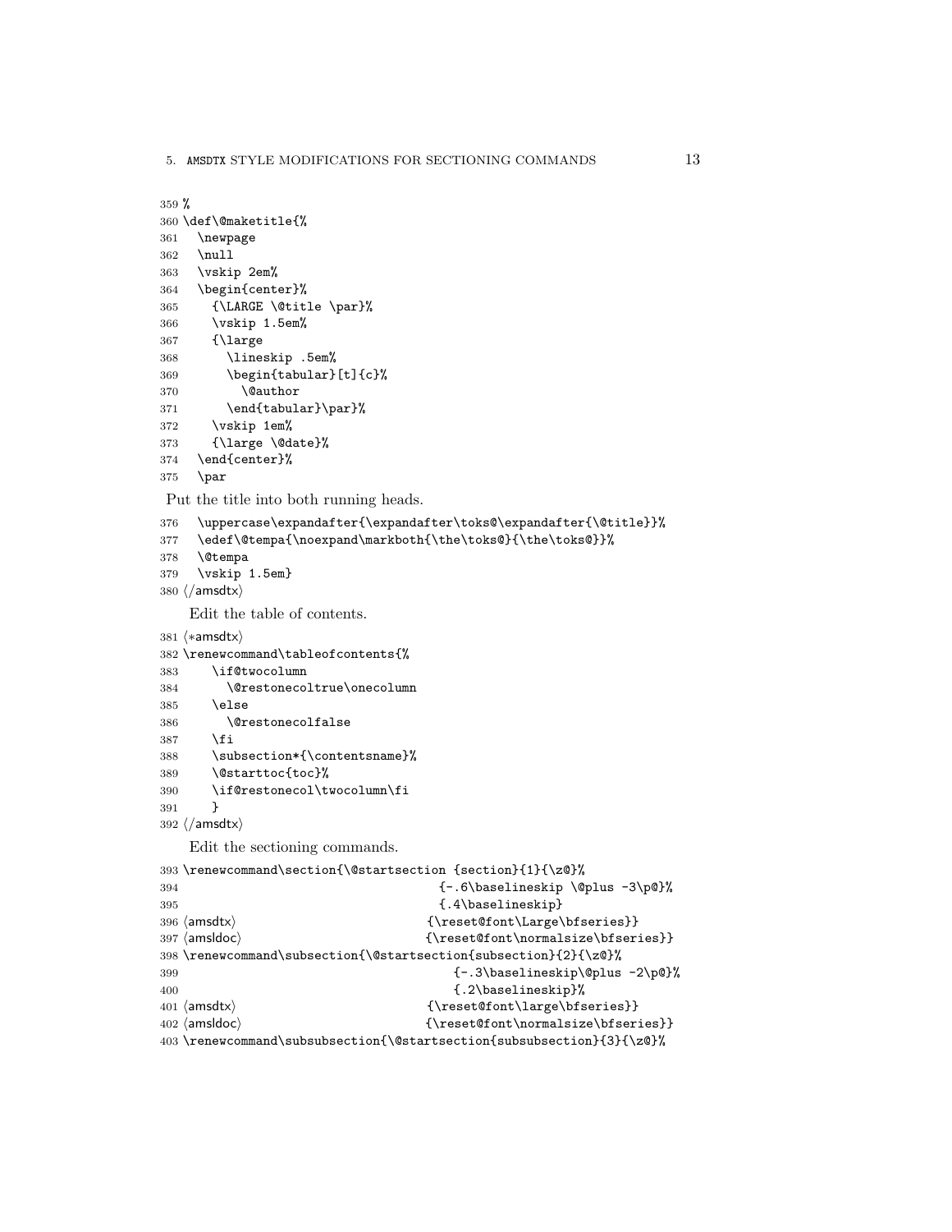```
359 %
360 \def\@maketitle{%
361   \newpage
362   \null
363   \vskip 2em%
364   \begin{center}%
365     {\LARGE \@title \par}%
366     \vskip 1.5em%
367     {\large
368       \lineskip .5em%
369       \begin{tabular}[t]{c}%
370         \@author
371       \end{tabular}\par}%
372     \vskip 1em%
373     {\large \@date}%
374   \end{center}%
375   \par
```

Put the title into both running heads.

```
376   \uppercase\expandafter{\expandafter\toks@\expandafter{\@title}}%
377   \edef\@tempa{\noexpand\markboth{\the\toks@}{\the\toks@}}%
378   \@tempa
379   \vskip 1.5em}
380 ⟨/amsdtx⟩
```

Edit the table of contents.

```
381 ⟨*amsdtx⟩
382 \renewcommand\tableofcontents{%
383     \if@twocolumn
384       \@restonecoltrue\onecolumn
385     \else
386       \@restonecolfalse
387     \fi
388     \subsection*{\contentsname}%
389     \@starttoc{toc}%
390     \if@restonecol\twocolumn\fi
391     }
392 ⟨/amsdtx⟩
```

Edit the sectioning commands.

```
393 \renewcommand\section{\@startsection {section}{1}{\z@}%
394                                    {-.6\baselineskip \@plus -3\p@}%
395                                    {.4\baselineskip}
396 ⟨amsdtx⟩                          {\reset@font\Large\bfseries}}
397 ⟨amsldoc⟩                         {\reset@font\normalsize\bfseries}}
398 \renewcommand\subsection{\@startsection{subsection}{2}{\z@}%
399                                      {-.3\baselineskip\@plus -2\p@}%
400                                      {.2\baselineskip}%
401 ⟨amsdtx⟩                          {\reset@font\large\bfseries}}
402 ⟨amsldoc⟩                         {\reset@font\normalsize\bfseries}}
403 \renewcommand\subsubsection{\@startsection{subsubsection}{3}{\z@}%
```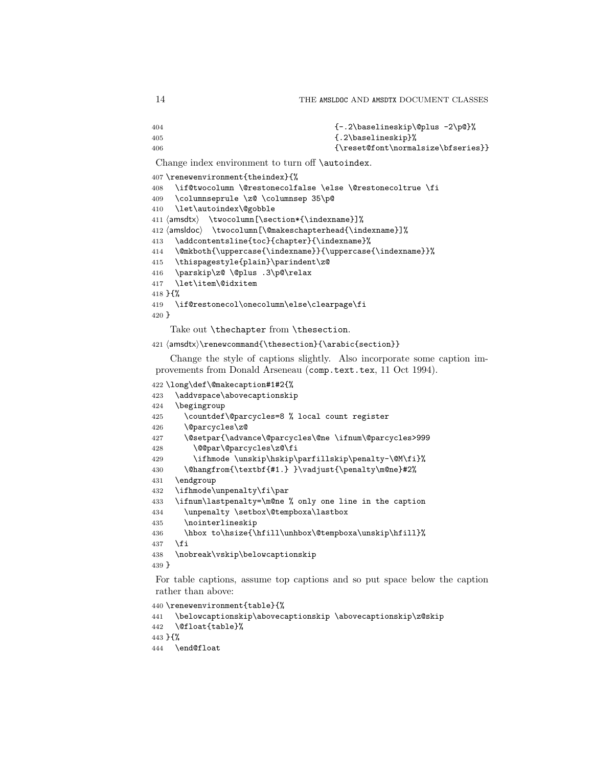```
404                                     {-.2\baselineskip\@plus -2\p@}%
405                                     {.2\baselineskip}%
406                                     {\reset@font\normalsize\bfseries}}
```

Change index environment to turn off `\autoindex`.

```
407 \renewenvironment{theindex}{%
408   \if@twocolumn \@restonecolfalse \else \@restonecoltrue \fi
409   \columnseprule \z@ \columnsep 35\p@
410   \let\autoindex\@gobble
411 ⟨amsdtx⟩  \twocolumn[\section*{\indexname}]%
412 ⟨amsldoc⟩  \twocolumn[\@makeschapterhead{\indexname}]%
413   \addcontentsline{toc}{chapter}{\indexname}%
414   \@mkboth{\uppercase{\indexname}}{\uppercase{\indexname}}%
415   \thispagestyle{plain}\parindent\z@
416   \parskip\z@ \@plus .3\p@\relax
417   \let\item\@idxitem
418 }{%
419   \if@restonecol\onecolumn\else\clearpage\fi
420 }
```

Take out `\thechapter` from `\thesection`.

```
421 ⟨amsdtx⟩\renewcommand{\thesection}{\arabic{section}}
```

Change the style of captions slightly. Also incorporate some caption improvements from Donald Arseneau (`comp.text.tex`, 11 Oct 1994).

```
422 \long\def\@makecaption#1#2{%
423   \addvspace\abovecaptionskip
424   \begingroup
425     \countdef\@parcycles=8 % local count register
426     \@parcycles\z@
427     \@setpar{\advance\@parcycles\@ne \ifnum\@parcycles>999
428       \@@par\@parcycles\z@\fi
429       \ifhmode \unskip\hskip\parfillskip\penalty-\@M\fi}%
430     \@hangfrom{\textbf{#1.} }\vadjust{\penalty\m@ne}#2%
431   \endgroup
432   \ifhmode\unpenalty\fi\par
433   \ifnum\lastpenalty=\m@ne % only one line in the caption
434     \unpenalty \setbox\@tempboxa\lastbox
435     \nointerlineskip
436     \hbox to\hsize{\hfill\unhbox\@tempboxa\unskip\hfill}%
437   \fi
438   \nobreak\vskip\belowcaptionskip
439 }
```

For table captions, assume top captions and so put space below the caption rather than above:

```
440 \renewenvironment{table}{%
441   \belowcaptionskip\abovecaptionskip \abovecaptionskip\z@skip
442   \@float{table}%
443 }{%
444   \end@float
```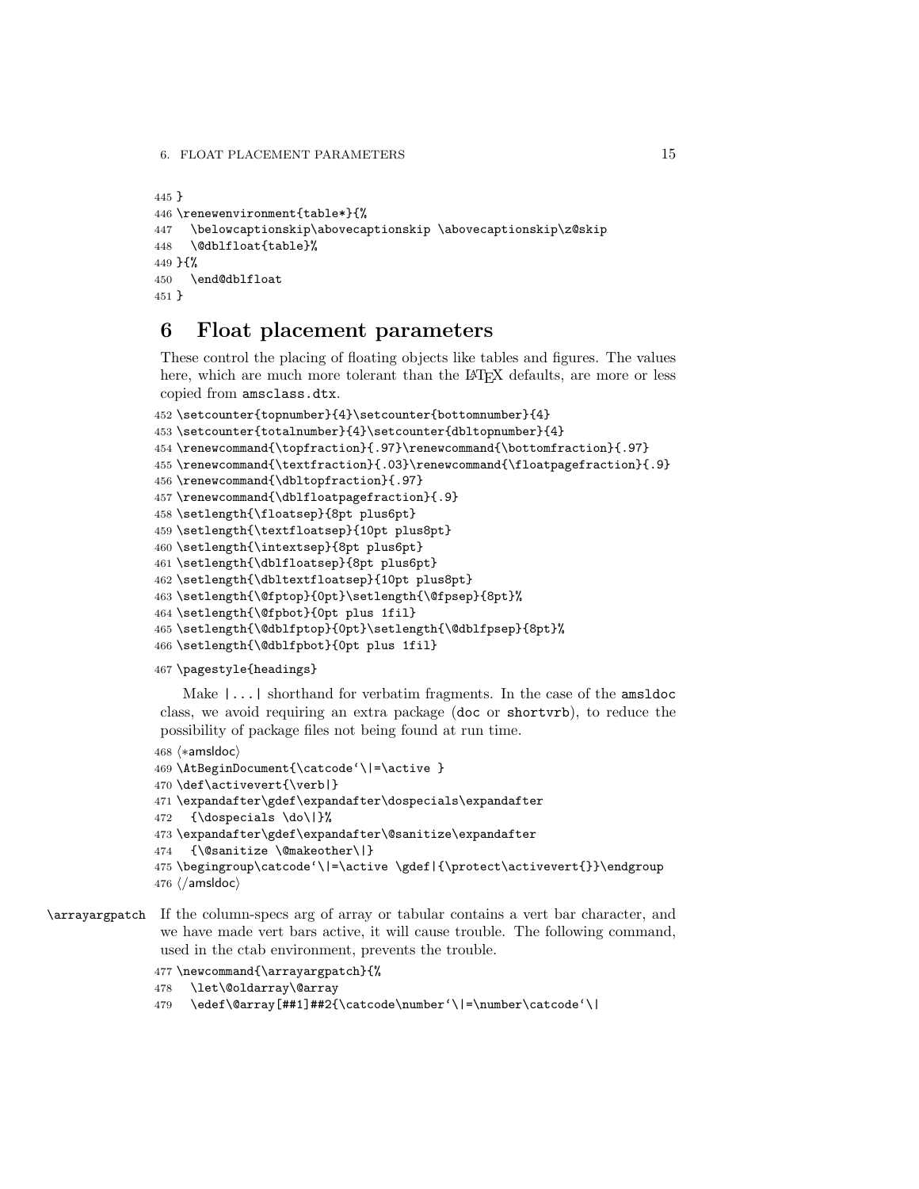```
445 }
446 \renewenvironment{table*}{%
447   \belowcaptionskip\abovecaptionskip \abovecaptionskip\z@skip
448   \@dblfloat{table}%
449 }{%
450   \end@dblfloat
451 }
```

## 6 Float placement parameters

These control the placing of floating objects like tables and figures. The values here, which are much more tolerant than the LaTeX defaults, are more or less copied from amsclass.dtx.

```
452 \setcounter{topnumber}{4}\setcounter{bottomnumber}{4}
453 \setcounter{totalnumber}{4}\setcounter{dbltopnumber}{4}
454 \renewcommand{\topfraction}{.97}\renewcommand{\bottomfraction}{.97}
455 \renewcommand{\textfraction}{.03}\renewcommand{\floatpagefraction}{.9}
456 \renewcommand{\dbltopfraction}{.97}
457 \renewcommand{\dblfloatpagefraction}{.9}
458 \setlength{\floatsep}{8pt plus6pt}
459 \setlength{\textfloatsep}{10pt plus8pt}
460 \setlength{\intextsep}{8pt plus6pt}
461 \setlength{\dblfloatsep}{8pt plus6pt}
462 \setlength{\dbltextfloatsep}{10pt plus8pt}
463 \setlength{\@fptop}{0pt}\setlength{\@fpsep}{8pt}%
464 \setlength{\@fpbot}{0pt plus 1fil}
465 \setlength{\@dblfptop}{0pt}\setlength{\@dblfpsep}{8pt}%
466 \setlength{\@dblfpbot}{0pt plus 1fil}
```

```
467 \pagestyle{headings}
```

Make |...| shorthand for verbatim fragments. In the case of the amsldoc class, we avoid requiring an extra package (doc or shortvrb), to reduce the possibility of package files not being found at run time.

```
468 ⟨*amsldoc⟩
469 \AtBeginDocument{\catcode`\|=\active }
470 \def\activevert{\verb|}
471 \expandafter\gdef\expandafter\dospecials\expandafter
472   {\dospecials \do\|}%
473 \expandafter\gdef\expandafter\@sanitize\expandafter
474   {\@sanitize \@makeother\|}
475 \begingroup\catcode`\|=\active \gdef|{\protect\activevert{}}\endgroup
476 ⟨/amsldoc⟩
```

\arrayargpatch If the column-specs arg of array or tabular contains a vert bar character, and we have made vert bars active, it will cause trouble. The following command, used in the ctab environment, prevents the trouble.

```
477 \newcommand{\arrayargpatch}{%
478   \let\@oldarray\@array
479   \edef\@array[##1]##2{\catcode\number`\|=\number\catcode`\|
```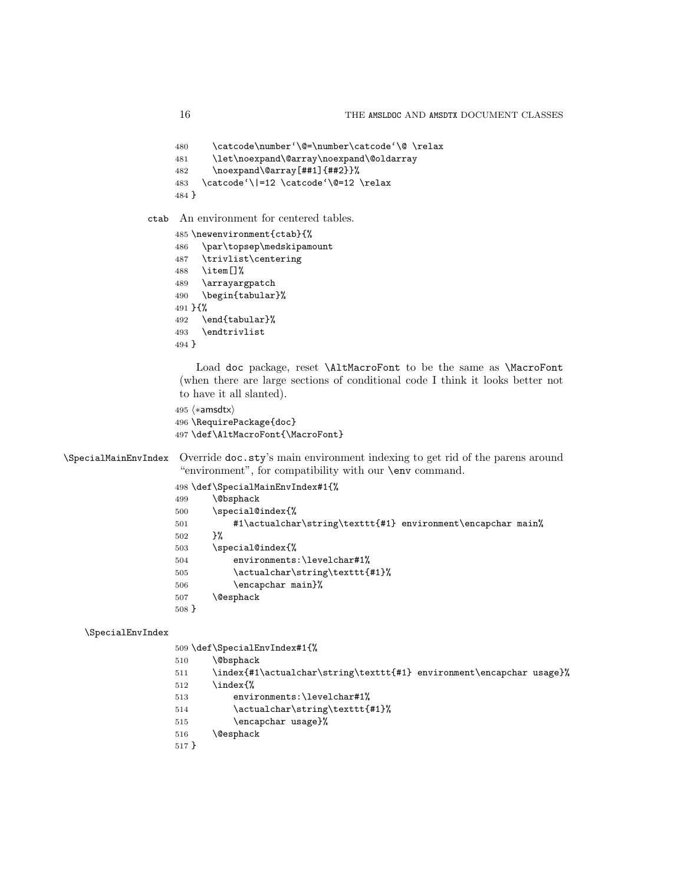```
480     \catcode\number`\@=\number\catcode`\@ \relax
481     \let\noexpand\@array\noexpand\@oldarray
482     \noexpand\@array[##1]{##2}}%
483   \catcode`\|=12 \catcode`\@=12 \relax
484 }
```

ctab An environment for centered tables.

```
485 \newenvironment{ctab}{%
486   \par\topsep\medskipamount
487   \trivlist\centering
488   \item[]%
489   \arrayargpatch
490   \begin{tabular}%
491 }{%
492   \end{tabular}%
493   \endtrivlist
494 }
```

Load doc package, reset \AltMacroFont to be the same as \MacroFont (when there are large sections of conditional code I think it looks better not to have it all slanted).

```
495 ⟨*amsdtx⟩
496 \RequirePackage{doc}
497 \def\AltMacroFont{\MacroFont}
```

\SpecialMainEnvIndex Override doc.sty's main environment indexing to get rid of the parens around "environment", for compatibility with our \env command.

```
498 \def\SpecialMainEnvIndex#1{%
499     \@bsphack
500     \special@index{%
501         #1\actualchar\string\texttt{#1} environment\encapchar main%
502     }%
503     \special@index{%
504         environments:\levelchar#1%
505         \actualchar\string\texttt{#1}%
506         \encapchar main}%
507     \@esphack
508 }
```

\SpecialEnvIndex

```
509 \def\SpecialEnvIndex#1{%
510     \@bsphack
511     \index{#1\actualchar\string\texttt{#1} environment\encapchar usage}%
512     \index{%
513         environments:\levelchar#1%
514         \actualchar\string\texttt{#1}%
515         \encapchar usage}%
516     \@esphack
517 }
```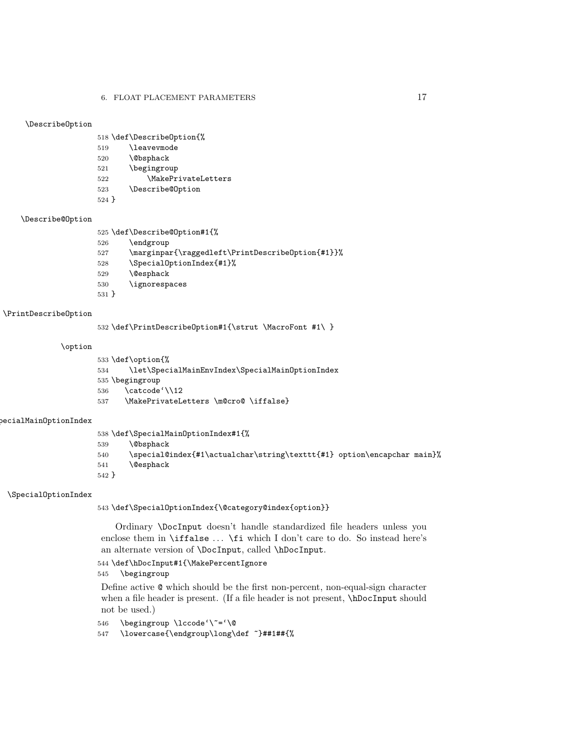\DescribeOption

```
518 \def\DescribeOption{%
519     \leavevmode
520     \@bsphack
521     \begingroup
522         \MakePrivateLetters
523     \Describe@Option
524 }
```

\Describe@Option

```
525 \def\Describe@Option#1{%
526     \endgroup
527     \marginpar{\raggedleft\PrintDescribeOption{#1}}%
528     \SpecialOptionIndex{#1}%
529     \@esphack
530     \ignorespaces
531 }
```

\PrintDescribeOption

```
532 \def\PrintDescribeOption#1{\strut \MacroFont #1\ }
```

\option

```
533 \def\option{%
534     \let\SpecialMainEnvIndex\SpecialMainOptionIndex
535 \begingroup
536    \catcode`\\12
537    \MakePrivateLetters \m@cro@ \iffalse}
```

\SpecialMainOptionIndex

```
538 \def\SpecialMainOptionIndex#1{%
539     \@bsphack
540     \special@index{#1\actualchar\string\texttt{#1} option\encapchar main}%
541     \@esphack
542 }
```

\SpecialOptionIndex

```
543 \def\SpecialOptionIndex{\@category@index{option}}
```

Ordinary \DocInput doesn't handle standardized file headers unless you enclose them in \iffalse ... \fi which I don't care to do. So instead here's an alternate version of \DocInput, called \hDocInput.

```
544 \def\hDocInput#1{\MakePercentIgnore
545   \begingroup
```

Define active @ which should be the first non-percent, non-equal-sign character when a file header is present. (If a file header is not present, \hDocInput should not be used.)

```
546   \begingroup \lccode`\~=`\@
547   \lowercase{\endgroup\long\def ~}##1##{%
```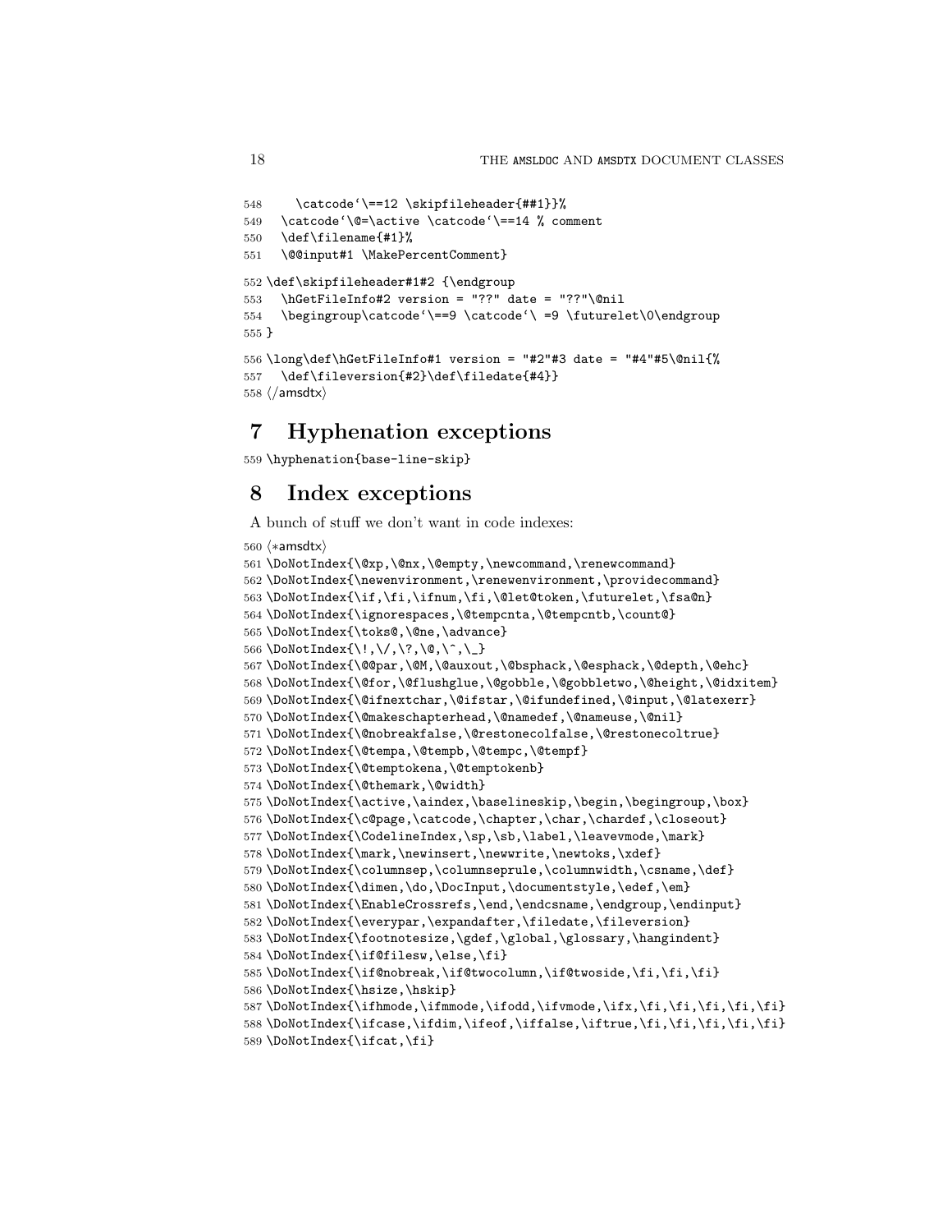```
548     \catcode`\==12 \skipfileheader{##1}}%
549   \catcode`\@=\active \catcode`\==14 % comment
550   \def\filename{#1}%
551   \@@input#1 \MakePercentComment}
552 \def\skipfileheader#1#2 {\endgroup
553   \hGetFileInfo#2 version = "??" date = "??"\@nil
554   \begingroup\catcode`\==9 \catcode`\ =9 \futurelet\0\endgroup
555 }
556 \long\def\hGetFileInfo#1 version = "#2"#3 date = "#4"#5\@nil{%
557   \def\fileversion{#2}\def\filedate{#4}}
558 ⟨/amsdtx⟩
```

## 7 Hyphenation exceptions

```
559 \hyphenation{base-line-skip}
```

## 8 Index exceptions

A bunch of stuff we don't want in code indexes:

```
560 ⟨*amsdtx⟩
561 \DoNotIndex{\@xp,\@nx,\@empty,\newcommand,\renewcommand}
562 \DoNotIndex{\newenvironment,\renewenvironment,\providecommand}
563 \DoNotIndex{\if,\fi,\ifnum,\fi,\@let@token,\futurelet,\fsa@n}
564 \DoNotIndex{\ignorespaces,\@tempcnta,\@tempcntb,\count@}
565 \DoNotIndex{\toks@,\@ne,\advance}
566 \DoNotIndex{\!,\/,\?,\@,\^,\_}
567 \DoNotIndex{\@@par,\@M,\@auxout,\@bsphack,\@esphack,\@depth,\@ehc}
568 \DoNotIndex{\@for,\@flushglue,\@gobble,\@gobbletwo,\@height,\@idxitem}
569 \DoNotIndex{\@ifnextchar,\@ifstar,\@ifundefined,\@input,\@latexerr}
570 \DoNotIndex{\@makeschapterhead,\@namedef,\@nameuse,\@nil}
571 \DoNotIndex{\@nobreakfalse,\@restonecolfalse,\@restonecoltrue}
572 \DoNotIndex{\@tempa,\@tempb,\@tempc,\@tempf}
573 \DoNotIndex{\@temptokena,\@temptokenb}
574 \DoNotIndex{\@themark,\@width}
575 \DoNotIndex{\active,\aindex,\baselineskip,\begin,\begingroup,\box}
576 \DoNotIndex{\c@page,\catcode,\chapter,\char,\chardef,\closeout}
577 \DoNotIndex{\CodelineIndex,\sp,\sb,\label,\leavevmode,\mark}
578 \DoNotIndex{\mark,\newinsert,\newwrite,\newtoks,\xdef}
579 \DoNotIndex{\columnsep,\columnseprule,\columnwidth,\csname,\def}
580 \DoNotIndex{\dimen,\do,\DocInput,\documentstyle,\edef,\em}
581 \DoNotIndex{\EnableCrossrefs,\end,\endcsname,\endgroup,\endinput}
582 \DoNotIndex{\everypar,\expandafter,\filedate,\fileversion}
583 \DoNotIndex{\footnotesize,\gdef,\global,\glossary,\hangindent}
584 \DoNotIndex{\if@filesw,\else,\fi}
585 \DoNotIndex{\if@nobreak,\if@twocolumn,\if@twoside,\fi,\fi,\fi}
586 \DoNotIndex{\hsize,\hskip}
587 \DoNotIndex{\ifhmode,\ifmmode,\ifodd,\ifvmode,\ifx,\fi,\fi,\fi,\fi,\fi}
588 \DoNotIndex{\ifcase,\ifdim,\ifeof,\iffalse,\iftrue,\fi,\fi,\fi,\fi,\fi}
589 \DoNotIndex{\ifcat,\fi}
```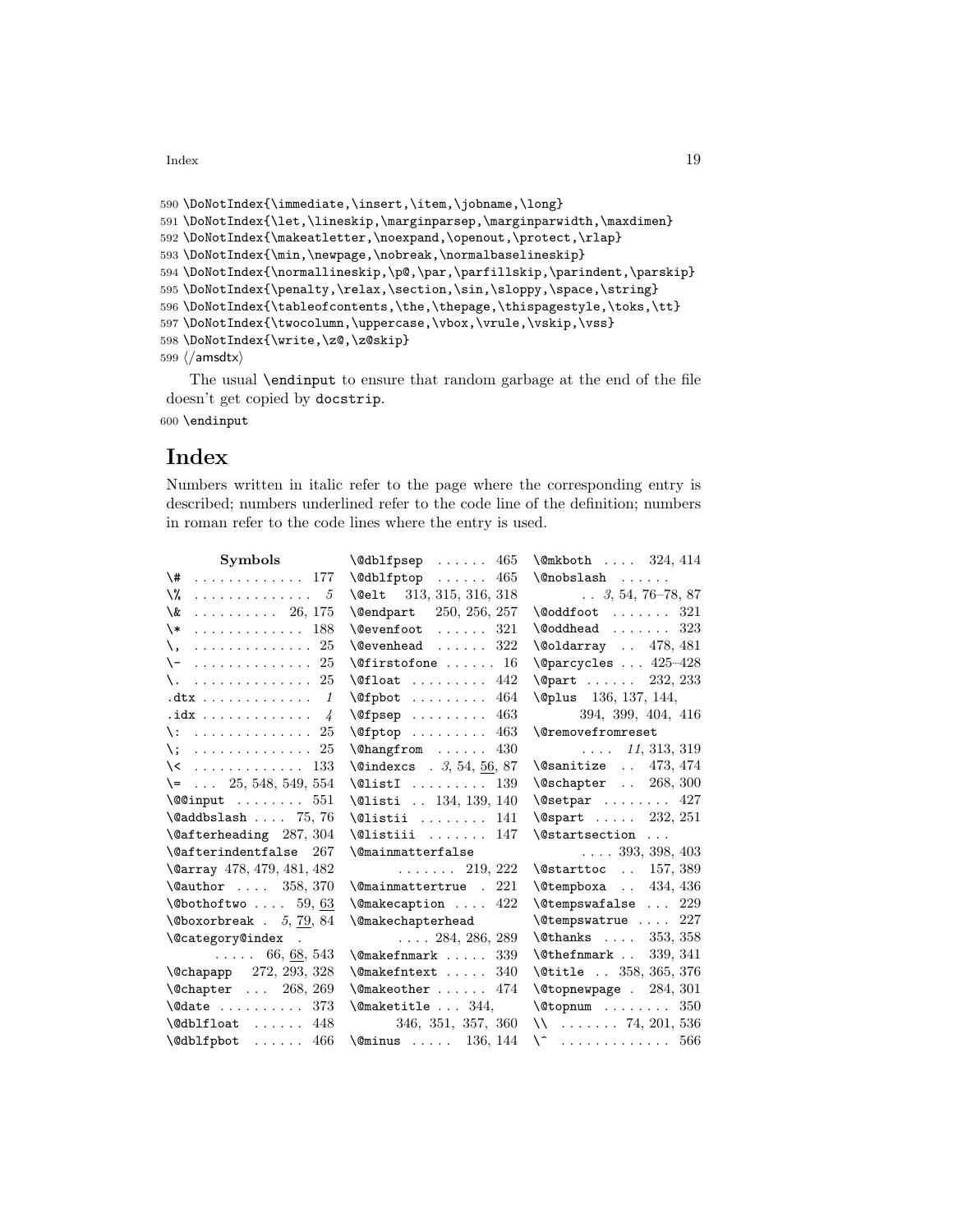```
590 \DoNotIndex{\immediate,\insert,\item,\jobname,\long}
591 \DoNotIndex{\let,\lineskip,\marginparsep,\marginparwidth,\maxdimen}
592 \DoNotIndex{\makeatletter,\noexpand,\openout,\protect,\rlap}
593 \DoNotIndex{\min,\newpage,\nobreak,\normalbaselineskip}
594 \DoNotIndex{\normallineskip,\p@,\par,\parfillskip,\parindent,\parskip}
595 \DoNotIndex{\penalty,\relax,\section,\sin,\sloppy,\space,\string}
596 \DoNotIndex{\tableofcontents,\the,\thepage,\thispagestyle,\toks,\tt}
597 \DoNotIndex{\twocolumn,\uppercase,\vbox,\vrule,\vskip,\vss}
598 \DoNotIndex{\write,\z@,\z@skip}
599 ⟨/amsdtx⟩
```

The usual `\endinput` to ensure that random garbage at the end of the file doesn't get copied by `docstrip`.

```
600 \endinput
```

# Index

Numbers written in italic refer to the page where the corresponding entry is described; numbers underlined refer to the code line of the definition; numbers in roman refer to the code lines where the entry is used.

**Symbols**

- `\#` . . . . . . . . . . . . . 177
- `\%` . . . . . . . . . . . . . *5*
- `\&` . . . . . . . . . . 26, 175
- `\*` . . . . . . . . . . . . . 188
- `\,` . . . . . . . . . . . . . 25
- `\-` . . . . . . . . . . . . . 25
- `\.` . . . . . . . . . . . . . 25
- `.dtx` . . . . . . . . . . . . . *1*
- `.idx` . . . . . . . . . . . . . *4*
- `\:` . . . . . . . . . . . . . 25
- `\;` . . . . . . . . . . . . . 25
- `\<` . . . . . . . . . . . . . 133
- `\=` . . . 25, 548, 549, 554
- `\@@input` . . . . . . . . 551
- `\@addbslash` . . . . 75, 76
- `\@afterheading` 287, 304
- `\@afterindentfalse` 267
- `\@array` 478, 479, 481, 482
- `\@author` . . . . 358, 370
- `\@bothoftwo` . . . . 59, <u>63</u>
- `\@boxorbreak` . *5*, <u>79</u>, 84
- `\@category@index` . . . . . . 66, <u>68</u>, 543
- `\@chapapp` 272, 293, 328
- `\@chapter` . . . 268, 269
- `\@date` . . . . . . . . . . 373
- `\@dblfloat` . . . . . . 448
- `\@dblfpbot` . . . . . . 466
- `\@dblfpsep` . . . . . . 465
- `\@dblfptop` . . . . . . 465
- `\@elt` 313, 315, 316, 318
- `\@endpart` 250, 256, 257
- `\@evenfoot` . . . . . . 321
- `\@evenhead` . . . . . . 322
- `\@firstofone` . . . . . . 16
- `\@float` . . . . . . . . . 442
- `\@fpbot` . . . . . . . . . 464
- `\@fpsep` . . . . . . . . . 463
- `\@fptop` . . . . . . . . . 463
- `\@hangfrom` . . . . . . 430
- `\@indexcs` . *3*, 54, <u>56</u>, 87
- `\@listI` . . . . . . . . . 139
- `\@listi` . . 134, 139, 140
- `\@listii` . . . . . . . . 141
- `\@listiii` . . . . . . . 147
- `\@mainmatterfalse` . . . . . . . 219, 222
- `\@mainmattertrue` . 221
- `\@makecaption` . . . . 422
- `\@makechapterhead` . . . . 284, 286, 289
- `\@makefnmark` . . . . . 339
- `\@makefntext` . . . . . 340
- `\@makeother` . . . . . . 474
- `\@maketitle` . . . 344, 346, 351, 357, 360
- `\@minus` . . . . . 136, 144
- `\@mkboth` . . . . 324, 414
- `\@nobslash` . . . . . . . . *3*, 54, 76–78, 87
- `\@oddfoot` . . . . . . . 321
- `\@oddhead` . . . . . . . 323
- `\@oldarray` . . 478, 481
- `\@parcycles` . . . 425–428
- `\@part` . . . . . . 232, 233
- `\@plus` 136, 137, 144, 394, 399, 404, 416
- `\@removefromreset` . . . . *11*, 313, 319
- `\@sanitize` . . 473, 474
- `\@schapter` . . 268, 300
- `\@setpar` . . . . . . . . 427
- `\@spart` . . . . . 232, 251
- `\@startsection` . . . . . . . 393, 398, 403
- `\@starttoc` . . 157, 389
- `\@tempboxa` . . 434, 436
- `\@tempswafalse` . . . 229
- `\@tempswatrue` . . . . 227
- `\@thanks` . . . . 353, 358
- `\@thefnmark` . . 339, 341
- `\@title` . . 358, 365, 376
- `\@topnewpage` . 284, 301
- `\@topnum` . . . . . . . . 350
- `\\` . . . . . . . 74, 201, 536
- `\^` . . . . . . . . . . . . . 566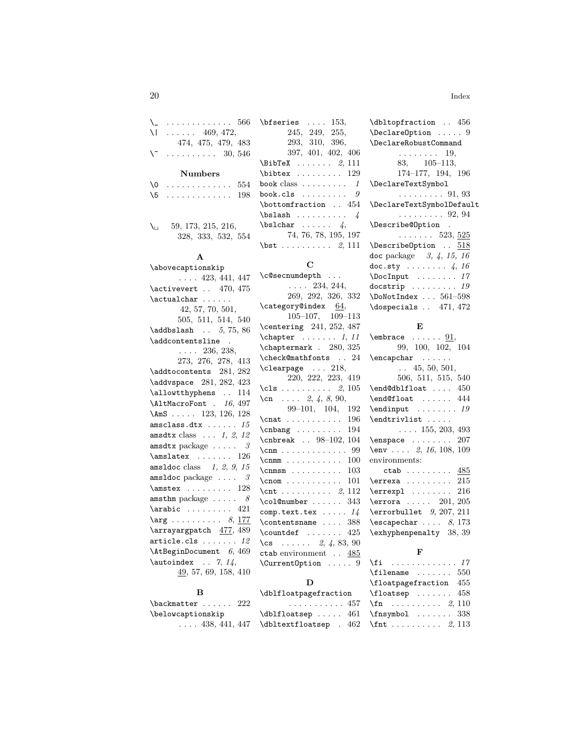\_ . . . . . . . . . . . . . 566
\| . . . . . . 469, 472, 474, 475, 479, 483
\~ . . . . . . . . . . 30, 546

**Numbers**

\0 . . . . . . . . . . . . . 554
\5 . . . . . . . . . . . . . 198

\␣ 59, 173, 215, 216, 328, 333, 532, 554

**A**

\abovecaptionskip . . . . 423, 441, 447
\activevert . . 470, 475
\actualchar . . . . . . 42, 57, 70, 501, 505, 511, 514, 540
\addbslash . . *5*, 75, 86
\addcontentsline . . . . . 236, 238, 273, 276, 278, 413
\addtocontents 281, 282
\addvspace 281, 282, 423
\allowtthyphens . . 114
\AltMacroFont . *16*, 497
\AmS . . . . . 123, 126, 128
amsclass.dtx . . . . . . *15*
amsdtx class . . . *1*, *2*, *12*
amsdtx package . . . . . *3*
\amslatex . . . . . . . 126
amsldoc class *1*, *2*, *9*, *15*
amsldoc package . . . . *3*
\amstex . . . . . . . . . 128
amsthm package . . . . . *8*
\arabic . . . . . . . . . 421
\arg . . . . . . . . . . *8*, 177
\arrayargpatch 477, 489
article.cls . . . . . . . *12*
\AtBeginDocument *6*, 469
\autoindex . . *7*, *14*, 49, 57, 69, 158, 410

**B**

\backmatter . . . . . . 222
\belowcaptionskip . . . . 438, 441, 447
\bfseries . . . . 153, 245, 249, 255, 293, 310, 396, 397, 401, 402, 406
\BibTeX . . . . . . . *2*, 111
\bibtex . . . . . . . . . 129
book class . . . . . . . . . *1*
book.cls . . . . . . . . . *9*
\bottomfraction . . 454
\bslash . . . . . . . . . . *4*
\bslchar . . . . . . *4*, 74, 76, 78, 195, 197
\bst . . . . . . . . . . *2*, 111

**C**

\c@secnumdepth . . . . . . . 234, 244, 269, 292, 326, 332
\category@index 64, 105–107, 109–113
\centering 241, 252, 487
\chapter . . . . . . . *1*, *11*
\chaptermark . 280, 325
\check@mathfonts . . 24
\clearpage . . . 218, 220, 222, 223, 419
\cls . . . . . . . . . . *2*, 105
\cn . . . . *2*, *4*, *8*, 90, 99–101, 104, 192
\cnat . . . . . . . . . . . 196
\cnbang . . . . . . . . . 194
\cnbreak . . 98–102, 104
\cnm . . . . . . . . . . . . 99
\cnmm . . . . . . . . . . . 100
\cnmsm . . . . . . . . . . 103
\cnom . . . . . . . . . . . 101
\cnt . . . . . . . . . . *2*, 112
\col@number . . . . . . 343
comp.text.tex . . . . . *14*
\contentsname . . . . 388
\countdef . . . . . . . 425
\cs . . . . . . *2*, *4*, 83, 90
ctab environment . . 485
\CurrentOption . . . . . 9

**D**

\dblfloatpagefraction . . . . . . . . . . . 457
\dblfloatsep . . . . . 461
\dbltextfloatsep . 462
\dbltopfraction . . 456
\DeclareOption . . . . . 9
\DeclareRobustCommand . . . . . . . . 19, 83, 105–113, 174–177, 194, 196
\DeclareTextSymbol . . . . . . . . . 91, 93
\DeclareTextSymbolDefault . . . . . . . . . 92, 94
\Describe@Option . . . . . . . . 523, 525
\DescribeOption . . 518
doc package *3*, *4*, *15*, *16*
doc.sty . . . . . . . . *4*, *16*
\DocInput . . . . . . . . *17*
docstrip . . . . . . . . . *19*
\DoNotIndex . . . 561–598
\dospecials . . 471, 472

**E**

\embrace . . . . . . 91, 99, 100, 102, 104
\encapchar . . . . . . . . 45, 50, 501, 506, 511, 515, 540
\end@dblfloat . . . . 450
\end@float . . . . . . 444
\endinput . . . . . . . . *19*
\endtrivlist . . . . . . . . . 155, 203, 493
\enspace . . . . . . . . 207
\env . . . . *2*, *16*, 108, 109
environments:
  ctab . . . . . . . . . 485
\errexa . . . . . . . . . 215
\errexpl . . . . . . . . 216
\errora . . . . . 201, 205
\errorbullet *9*, 207, 211
\escapechar . . . . *8*, 173
\exhyphenpenalty 38, 39

**F**

\fi . . . . . . . . . . . . . *17*
\filename . . . . . . . 550
\floatpagefraction 455
\floatsep . . . . . . . 458
\fn . . . . . . . . . . *2*, 110
\fnsymbol . . . . . . . 338
\fnt . . . . . . . . . . *2*, 113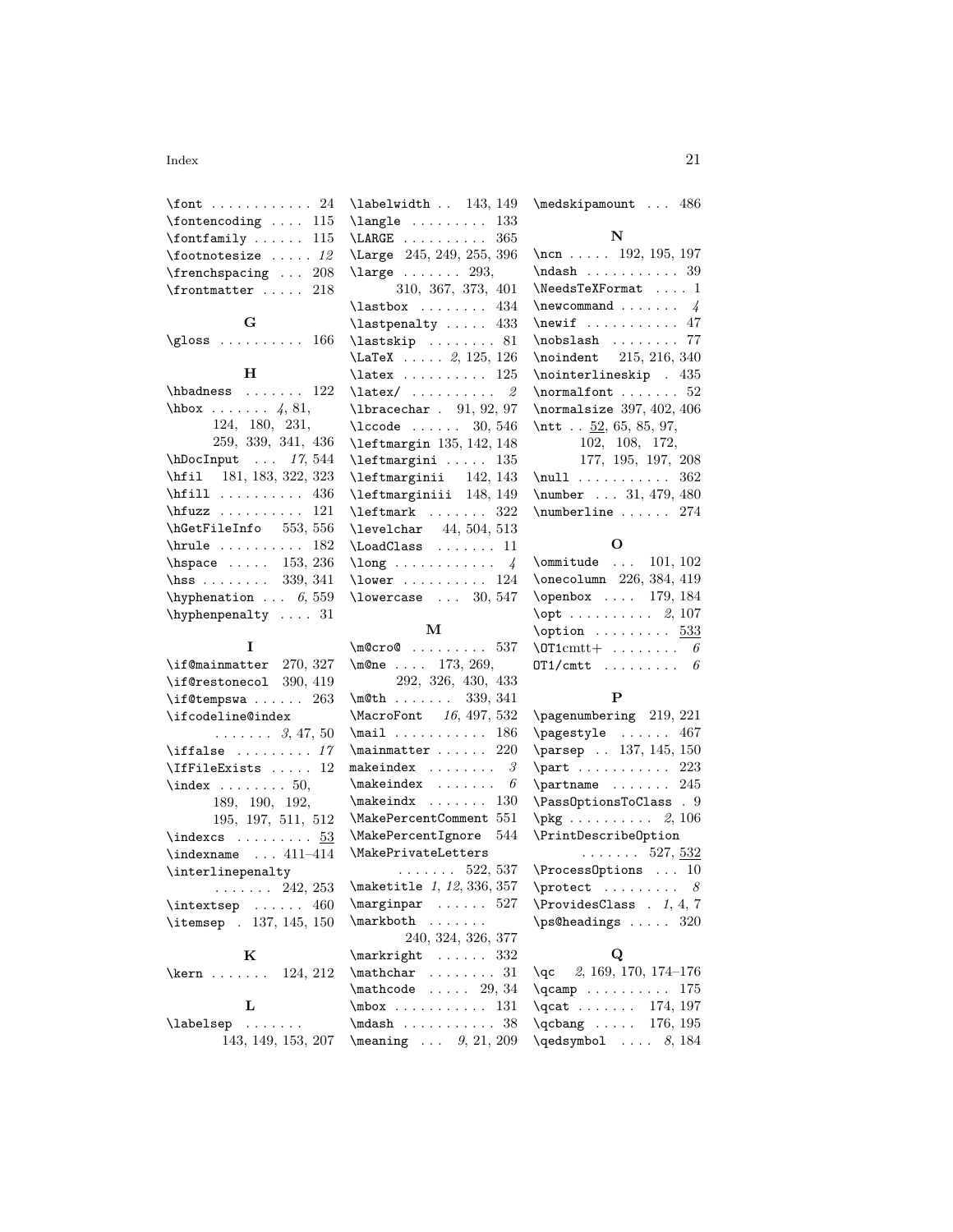\font . . . . . . . . . . . . 24
\fontencoding . . . . 115
\fontfamily . . . . . . 115
\footnotesize . . . . . *12*
\frenchspacing . . . 208
\frontmatter . . . . . 218

**G**

\gloss . . . . . . . . . . 166

**H**

\hbadness . . . . . . . 122
\hbox . . . . . . . *4*, 81, 124, 180, 231, 259, 339, 341, 436
\hDocInput . . . *17*, 544
\hfil 181, 183, 322, 323
\hfill . . . . . . . . . . 436
\hfuzz . . . . . . . . . . 121
\hGetFileInfo 553, 556
\hrule . . . . . . . . . . 182
\hspace . . . . . 153, 236
\hss . . . . . . . . 339, 341
\hyphenation . . . *6*, 559
\hyphenpenalty . . . . 31

**I**

\if@mainmatter 270, 327
\if@restonecol 390, 419
\if@tempswa . . . . . . 263
\ifcodeline@index . . . . . . . *3*, 47, 50
\iffalse . . . . . . . . . *17*
\IfFileExists . . . . . 12
\index . . . . . . . . 50, 189, 190, 192, 195, 197, 511, 512
\indexcs . . . . . . . . . <u>53</u>
\indexname . . . 411–414
\interlinepenalty . . . . . . . 242, 253
\intextsep . . . . . . 460
\itemsep . 137, 145, 150

**K**

\kern . . . . . . . 124, 212

**L**

\labelsep . . . . . . . 143, 149, 153, 207
\labelwidth . . 143, 149
\langle . . . . . . . . . 133
\LARGE . . . . . . . . . . 365
\Large 245, 249, 255, 396
\large . . . . . . . 293, 310, 367, 373, 401
\lastbox . . . . . . . . 434
\lastpenalty . . . . . 433
\lastskip . . . . . . . . 81
\LaTeX . . . . . *2*, 125, 126
\latex . . . . . . . . . . 125
\latex/ . . . . . . . . . . *2*
\lbracechar . 91, 92, 97
\lccode . . . . . . 30, 546
\leftmargin 135, 142, 148
\leftmargini . . . . . 135
\leftmarginii 142, 143
\leftmarginiii 148, 149
\leftmark . . . . . . . 322
\levelchar 44, 504, 513
\LoadClass . . . . . . . 11
\long . . . . . . . . . . . . *4*
\lower . . . . . . . . . . 124
\lowercase . . . 30, 547

**M**

\m@cro@ . . . . . . . . . 537
\m@ne . . . . 173, 269, 292, 326, 430, 433
\m@th . . . . . . . 339, 341
\MacroFont *16*, 497, 532
\mail . . . . . . . . . . . 186
\mainmatter . . . . . . 220
makeindex . . . . . . . . *3*
\makeindex . . . . . . . *6*
\makeindx . . . . . . . 130
\MakePercentComment 551
\MakePercentIgnore 544
\MakePrivateLetters . . . . . . . 522, 537
\maketitle *1*, *12*, 336, 357
\marginpar . . . . . . 527
\markboth . . . . . . . 240, 324, 326, 377
\markright . . . . . . 332
\mathchar . . . . . . . . 31
\mathcode . . . . . 29, 34
\mbox . . . . . . . . . . . 131
\mdash . . . . . . . . . . . 38
\meaning . . . *9*, 21, 209
\medskipamount . . . 486

**N**

\ncn . . . . . 192, 195, 197
\ndash . . . . . . . . . . . 39
\NeedsTeXFormat . . . . 1
\newcommand . . . . . . . *4*
\newif . . . . . . . . . . . 47
\nobslash . . . . . . . . 77
\noindent 215, 216, 340
\nointerlineskip . 435
\normalfont . . . . . . . 52
\normalsize 397, 402, 406
\ntt . . <u>52</u>, 65, 85, 97, 102, 108, 172, 177, 195, 197, 208
\null . . . . . . . . . . . 362
\number . . . 31, 479, 480
\numberline . . . . . . 274

**O**

\ommitude . . . 101, 102
\onecolumn 226, 384, 419
\openbox . . . . 179, 184
\opt . . . . . . . . . . *2*, 107
\option . . . . . . . . . <u>533</u>
\OT1cmtt+ . . . . . . . . *6*
OT1/cmtt . . . . . . . . . *6*

**P**

\pagenumbering 219, 221
\pagestyle . . . . . . 467
\parsep . . 137, 145, 150
\part . . . . . . . . . . . 223
\partname . . . . . . . 245
\PassOptionsToClass . 9
\pkg . . . . . . . . . . *2*, 106
\PrintDescribeOption . . . . . . . 527, <u>532</u>
\ProcessOptions . . . 10
\protect . . . . . . . . . *8*
\ProvidesClass . *1*, 4, 7
\ps@headings . . . . . 320

**Q**

\qc *2*, 169, 170, 174–176
\qcamp . . . . . . . . . . 175
\qcat . . . . . . . 174, 197
\qcbang . . . . . 176, 195
\qedsymbol . . . . *8*, 184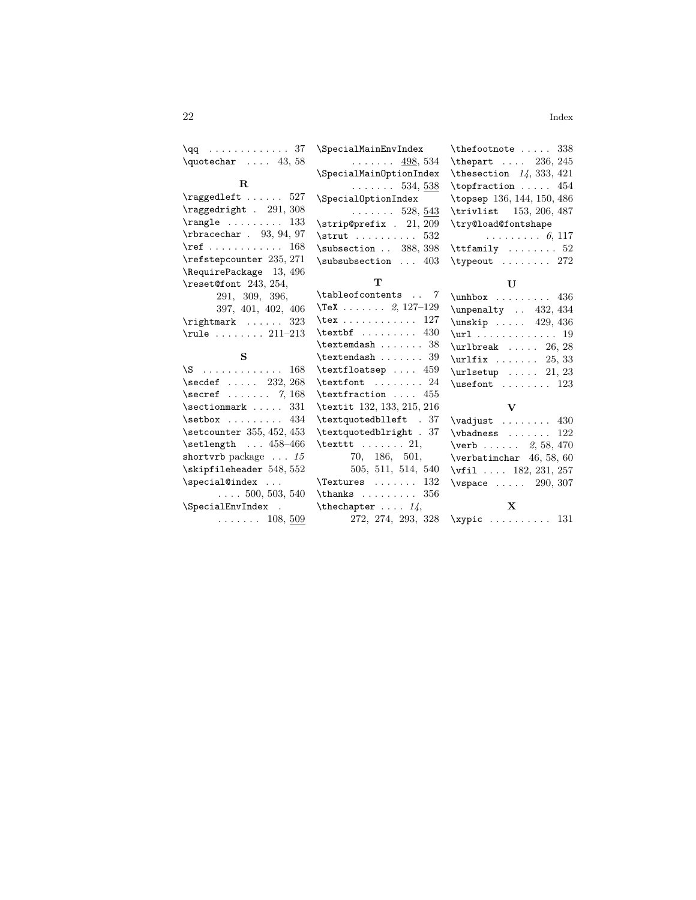\qq . . . . . . . . . . . . . 37
\quotechar . . . . 43, 58

### R

\raggedleft . . . . . . 527
\raggedright . 291, 308
\rangle . . . . . . . . . 133
\rbracechar . 93, 94, 97
\ref . . . . . . . . . . . . 168
\refstepcounter 235, 271
\RequirePackage 13, 496
\reset@font 243, 254, 291, 309, 396, 397, 401, 402, 406
\rightmark . . . . . . 323
\rule . . . . . . . . 211–213

### S

\S . . . . . . . . . . . . . 168
\secdef . . . . . 232, 268
\secref . . . . . . . *7*, 168
\sectionmark . . . . . 331
\setbox . . . . . . . . . 434
\setcounter 355, 452, 453
\setlength . . . 458–466
shortvrb package . . . *15*
\skipfileheader 548, 552
\special@index . . . . . . . 500, 503, 540
\SpecialEnvIndex . . . . . . . . 108, <u>509</u>
\SpecialMainEnvIndex . . . . . . . <u>498</u>, 534
\SpecialMainOptionIndex . . . . . . . 534, <u>538</u>
\SpecialOptionIndex . . . . . . . 528, <u>543</u>
\strip@prefix . 21, 209
\strut . . . . . . . . . . 532
\subsection . . 388, 398
\subsubsection . . . 403

### T

\tableofcontents . . *7*
\TeX . . . . . . . *2*, 127–129
\tex . . . . . . . . . . . . 127
\textbf . . . . . . . . . 430
\textemdash . . . . . . . 38
\textendash . . . . . . . 39
\textfloatsep . . . . 459
\textfont . . . . . . . . 24
\textfraction . . . . 455
\textit 132, 133, 215, 216
\textquotedblleft . 37
\textquotedblright . 37
\texttt . . . . . . . 21, 70, 186, 501, 505, 511, 514, 540
\Textures . . . . . . . 132
\thanks . . . . . . . . . 356
\thechapter . . . . *14*, 272, 274, 293, 328
\thefootnote . . . . . 338
\thepart . . . . 236, 245
\thesection *14*, 333, 421
\topfraction . . . . . 454
\topsep 136, 144, 150, 486
\trivlist 153, 206, 487
\try@load@fontshape . . . . . . . . . *6*, 117
\ttfamily . . . . . . . . 52
\typeout . . . . . . . . 272

### U

\unhbox . . . . . . . . . 436
\unpenalty . . 432, 434
\unskip . . . . . 429, 436
\url . . . . . . . . . . . . . 19
\urlbreak . . . . . 26, 28
\urlfix . . . . . . . 25, 33
\urlsetup . . . . . 21, 23
\usefont . . . . . . . . 123

### V

\vadjust . . . . . . . . 430
\vbadness . . . . . . . 122
\verb . . . . . . *2*, 58, 470
\verbatimchar 46, 58, 60
\vfil . . . . 182, 231, 257
\vspace . . . . . 290, 307

### X

\xypic . . . . . . . . . . 131